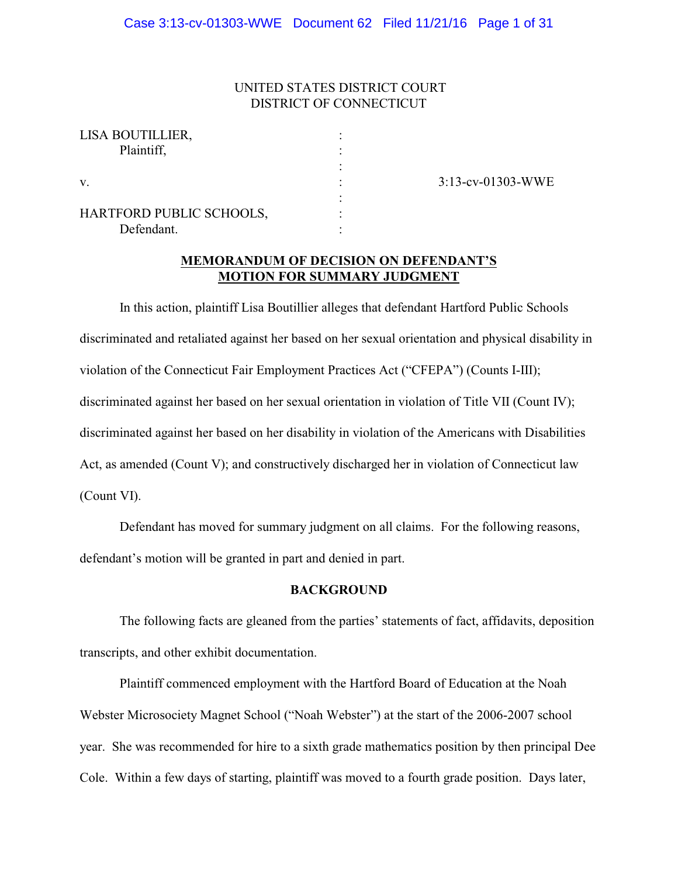UNITED STATES DISTRICT COURT
DISTRICT OF CONNECTICUT

| | | |
|---|---|---|
| LISA BOUTILLIER, Plaintiff, | : | |
| v. | : | 3:13-cv-01303-WWE |
| HARTFORD PUBLIC SCHOOLS, Defendant. | : | |

**MEMORANDUM OF DECISION ON DEFENDANT'S MOTION FOR SUMMARY JUDGMENT**

In this action, plaintiff Lisa Boutillier alleges that defendant Hartford Public Schools discriminated and retaliated against her based on her sexual orientation and physical disability in violation of the Connecticut Fair Employment Practices Act ("CFEPA") (Counts I-III); discriminated against her based on her sexual orientation in violation of Title VII (Count IV); discriminated against her based on her disability in violation of the Americans with Disabilities Act, as amended (Count V); and constructively discharged her in violation of Connecticut law (Count VI).

Defendant has moved for summary judgment on all claims. For the following reasons, defendant's motion will be granted in part and denied in part.

## BACKGROUND

The following facts are gleaned from the parties' statements of fact, affidavits, deposition transcripts, and other exhibit documentation.

Plaintiff commenced employment with the Hartford Board of Education at the Noah Webster Microsociety Magnet School ("Noah Webster") at the start of the 2006-2007 school year. She was recommended for hire to a sixth grade mathematics position by then principal Dee Cole. Within a few days of starting, plaintiff was moved to a fourth grade position. Days later,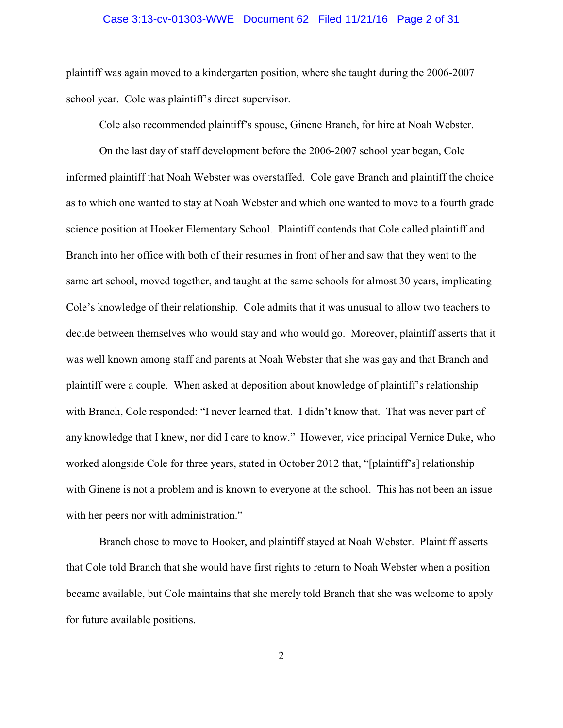plaintiff was again moved to a kindergarten position, where she taught during the 2006-2007 school year. Cole was plaintiff's direct supervisor.

Cole also recommended plaintiff's spouse, Ginene Branch, for hire at Noah Webster.

On the last day of staff development before the 2006-2007 school year began, Cole informed plaintiff that Noah Webster was overstaffed. Cole gave Branch and plaintiff the choice as to which one wanted to stay at Noah Webster and which one wanted to move to a fourth grade science position at Hooker Elementary School. Plaintiff contends that Cole called plaintiff and Branch into her office with both of their resumes in front of her and saw that they went to the same art school, moved together, and taught at the same schools for almost 30 years, implicating Cole's knowledge of their relationship. Cole admits that it was unusual to allow two teachers to decide between themselves who would stay and who would go. Moreover, plaintiff asserts that it was well known among staff and parents at Noah Webster that she was gay and that Branch and plaintiff were a couple. When asked at deposition about knowledge of plaintiff's relationship with Branch, Cole responded: "I never learned that. I didn't know that. That was never part of any knowledge that I knew, nor did I care to know." However, vice principal Vernice Duke, who worked alongside Cole for three years, stated in October 2012 that, "[plaintiff's] relationship with Ginene is not a problem and is known to everyone at the school. This has not been an issue with her peers nor with administration."

Branch chose to move to Hooker, and plaintiff stayed at Noah Webster. Plaintiff asserts that Cole told Branch that she would have first rights to return to Noah Webster when a position became available, but Cole maintains that she merely told Branch that she was welcome to apply for future available positions.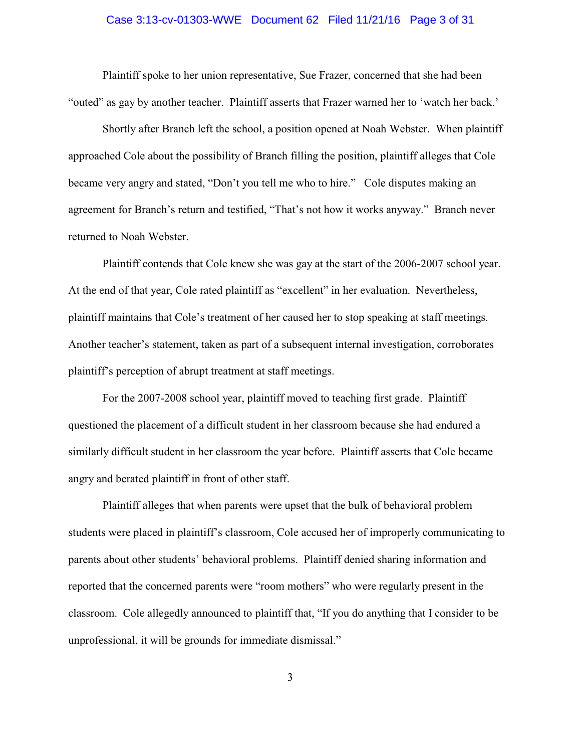Plaintiff spoke to her union representative, Sue Frazer, concerned that she had been "outed" as gay by another teacher. Plaintiff asserts that Frazer warned her to 'watch her back.'

Shortly after Branch left the school, a position opened at Noah Webster. When plaintiff approached Cole about the possibility of Branch filling the position, plaintiff alleges that Cole became very angry and stated, "Don't you tell me who to hire." Cole disputes making an agreement for Branch's return and testified, "That's not how it works anyway." Branch never returned to Noah Webster.

Plaintiff contends that Cole knew she was gay at the start of the 2006-2007 school year. At the end of that year, Cole rated plaintiff as "excellent" in her evaluation. Nevertheless, plaintiff maintains that Cole's treatment of her caused her to stop speaking at staff meetings. Another teacher's statement, taken as part of a subsequent internal investigation, corroborates plaintiff's perception of abrupt treatment at staff meetings.

For the 2007-2008 school year, plaintiff moved to teaching first grade. Plaintiff questioned the placement of a difficult student in her classroom because she had endured a similarly difficult student in her classroom the year before. Plaintiff asserts that Cole became angry and berated plaintiff in front of other staff.

Plaintiff alleges that when parents were upset that the bulk of behavioral problem students were placed in plaintiff's classroom, Cole accused her of improperly communicating to parents about other students' behavioral problems. Plaintiff denied sharing information and reported that the concerned parents were "room mothers" who were regularly present in the classroom. Cole allegedly announced to plaintiff that, "If you do anything that I consider to be unprofessional, it will be grounds for immediate dismissal."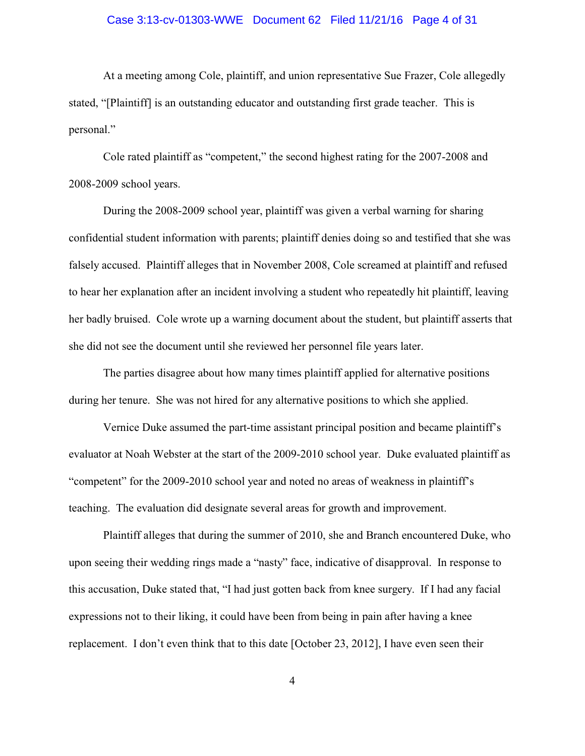At a meeting among Cole, plaintiff, and union representative Sue Frazer, Cole allegedly stated, "[Plaintiff] is an outstanding educator and outstanding first grade teacher. This is personal."

Cole rated plaintiff as "competent," the second highest rating for the 2007-2008 and 2008-2009 school years.

During the 2008-2009 school year, plaintiff was given a verbal warning for sharing confidential student information with parents; plaintiff denies doing so and testified that she was falsely accused. Plaintiff alleges that in November 2008, Cole screamed at plaintiff and refused to hear her explanation after an incident involving a student who repeatedly hit plaintiff, leaving her badly bruised. Cole wrote up a warning document about the student, but plaintiff asserts that she did not see the document until she reviewed her personnel file years later.

The parties disagree about how many times plaintiff applied for alternative positions during her tenure. She was not hired for any alternative positions to which she applied.

Vernice Duke assumed the part-time assistant principal position and became plaintiff's evaluator at Noah Webster at the start of the 2009-2010 school year. Duke evaluated plaintiff as "competent" for the 2009-2010 school year and noted no areas of weakness in plaintiff's teaching. The evaluation did designate several areas for growth and improvement.

Plaintiff alleges that during the summer of 2010, she and Branch encountered Duke, who upon seeing their wedding rings made a "nasty" face, indicative of disapproval. In response to this accusation, Duke stated that, "I had just gotten back from knee surgery. If I had any facial expressions not to their liking, it could have been from being in pain after having a knee replacement. I don't even think that to this date [October 23, 2012], I have even seen their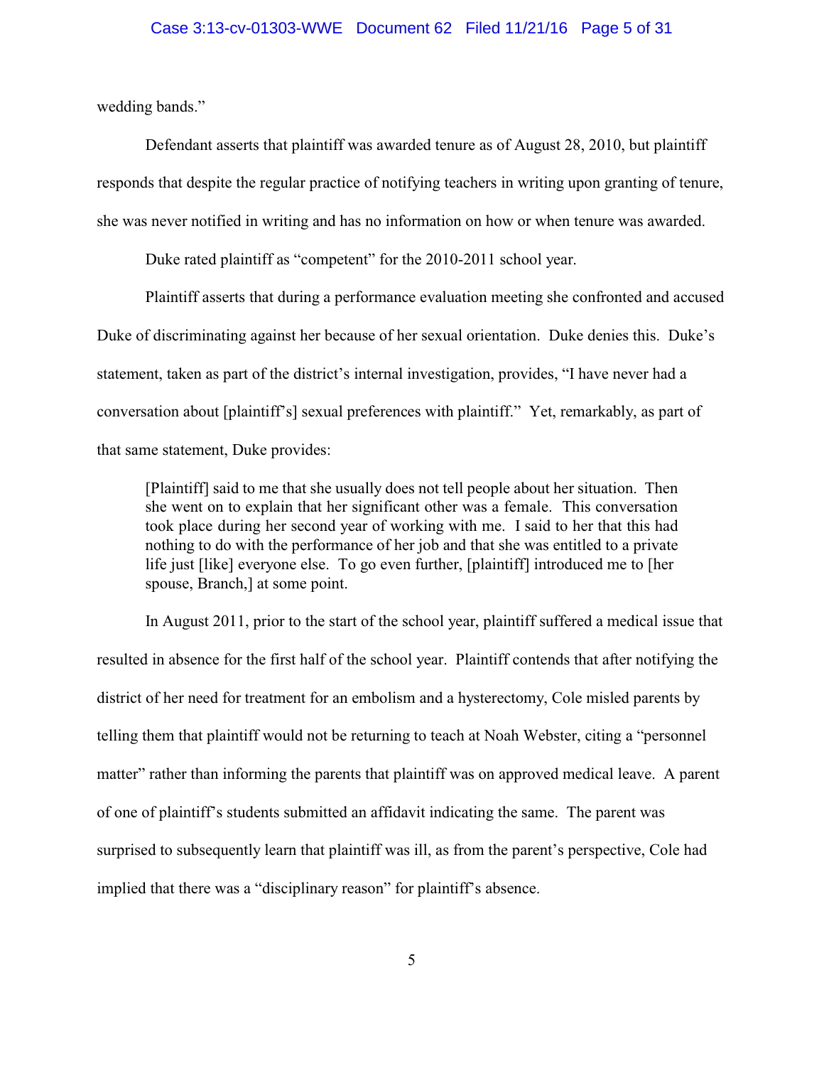wedding bands."

Defendant asserts that plaintiff was awarded tenure as of August 28, 2010, but plaintiff responds that despite the regular practice of notifying teachers in writing upon granting of tenure, she was never notified in writing and has no information on how or when tenure was awarded.

Duke rated plaintiff as "competent" for the 2010-2011 school year.

Plaintiff asserts that during a performance evaluation meeting she confronted and accused Duke of discriminating against her because of her sexual orientation. Duke denies this. Duke's statement, taken as part of the district's internal investigation, provides, "I have never had a conversation about [plaintiff's] sexual preferences with plaintiff." Yet, remarkably, as part of that same statement, Duke provides:

> [Plaintiff] said to me that she usually does not tell people about her situation. Then she went on to explain that her significant other was a female. This conversation took place during her second year of working with me. I said to her that this had nothing to do with the performance of her job and that she was entitled to a private life just [like] everyone else. To go even further, [plaintiff] introduced me to [her spouse, Branch,] at some point.

In August 2011, prior to the start of the school year, plaintiff suffered a medical issue that resulted in absence for the first half of the school year. Plaintiff contends that after notifying the district of her need for treatment for an embolism and a hysterectomy, Cole misled parents by telling them that plaintiff would not be returning to teach at Noah Webster, citing a "personnel matter" rather than informing the parents that plaintiff was on approved medical leave. A parent of one of plaintiff's students submitted an affidavit indicating the same. The parent was surprised to subsequently learn that plaintiff was ill, as from the parent's perspective, Cole had implied that there was a "disciplinary reason" for plaintiff's absence.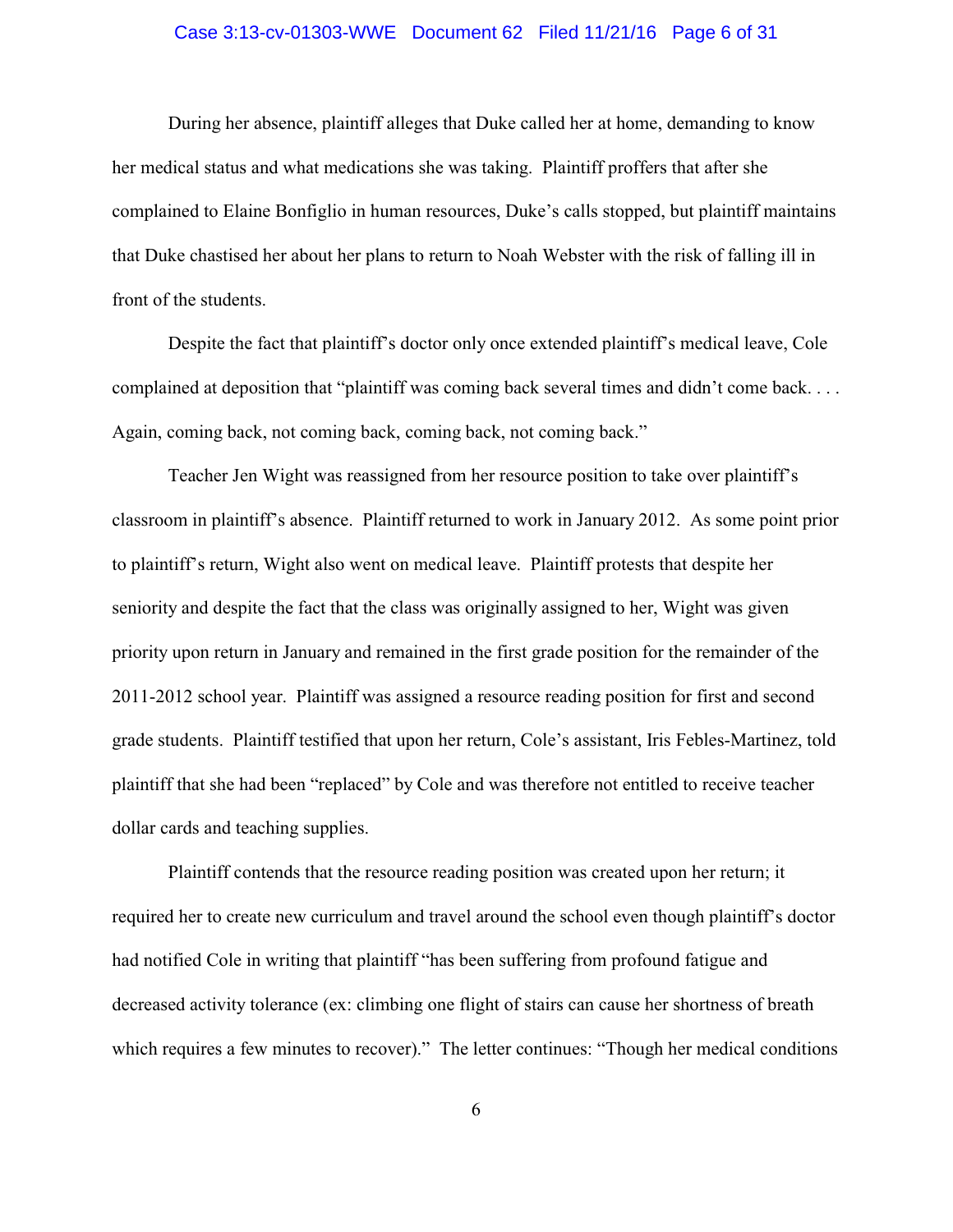During her absence, plaintiff alleges that Duke called her at home, demanding to know her medical status and what medications she was taking. Plaintiff proffers that after she complained to Elaine Bonfiglio in human resources, Duke's calls stopped, but plaintiff maintains that Duke chastised her about her plans to return to Noah Webster with the risk of falling ill in front of the students.

Despite the fact that plaintiff's doctor only once extended plaintiff's medical leave, Cole complained at deposition that "plaintiff was coming back several times and didn't come back. . . . Again, coming back, not coming back, coming back, not coming back."

Teacher Jen Wight was reassigned from her resource position to take over plaintiff's classroom in plaintiff's absence. Plaintiff returned to work in January 2012. As some point prior to plaintiff's return, Wight also went on medical leave. Plaintiff protests that despite her seniority and despite the fact that the class was originally assigned to her, Wight was given priority upon return in January and remained in the first grade position for the remainder of the 2011-2012 school year. Plaintiff was assigned a resource reading position for first and second grade students. Plaintiff testified that upon her return, Cole's assistant, Iris Febles-Martinez, told plaintiff that she had been "replaced" by Cole and was therefore not entitled to receive teacher dollar cards and teaching supplies.

Plaintiff contends that the resource reading position was created upon her return; it required her to create new curriculum and travel around the school even though plaintiff's doctor had notified Cole in writing that plaintiff "has been suffering from profound fatigue and decreased activity tolerance (ex: climbing one flight of stairs can cause her shortness of breath which requires a few minutes to recover)." The letter continues: "Though her medical conditions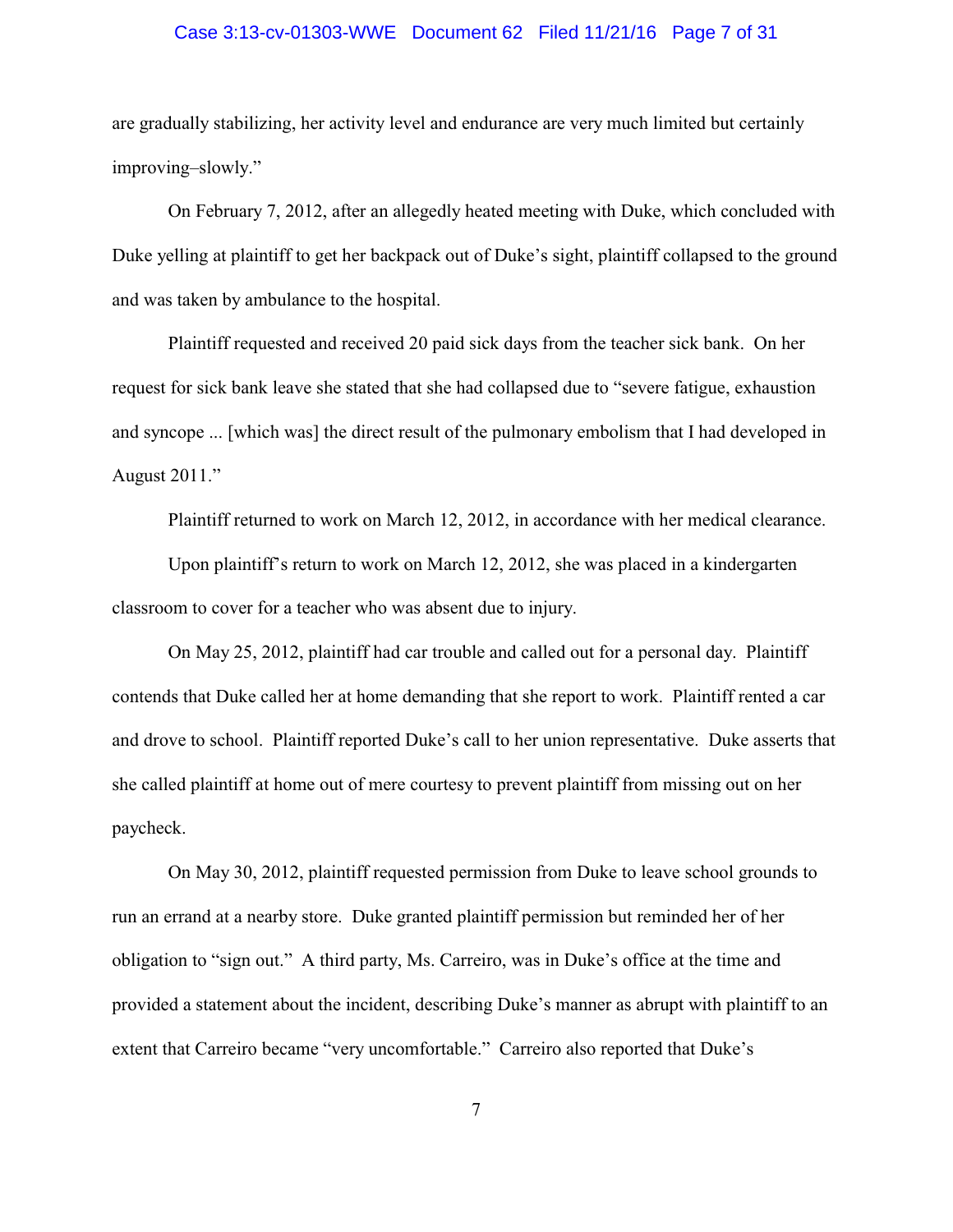are gradually stabilizing, her activity level and endurance are very much limited but certainly improving–slowly."

On February 7, 2012, after an allegedly heated meeting with Duke, which concluded with Duke yelling at plaintiff to get her backpack out of Duke's sight, plaintiff collapsed to the ground and was taken by ambulance to the hospital.

Plaintiff requested and received 20 paid sick days from the teacher sick bank. On her request for sick bank leave she stated that she had collapsed due to "severe fatigue, exhaustion and syncope ... [which was] the direct result of the pulmonary embolism that I had developed in August 2011."

Plaintiff returned to work on March 12, 2012, in accordance with her medical clearance.

Upon plaintiff's return to work on March 12, 2012, she was placed in a kindergarten classroom to cover for a teacher who was absent due to injury.

On May 25, 2012, plaintiff had car trouble and called out for a personal day. Plaintiff contends that Duke called her at home demanding that she report to work. Plaintiff rented a car and drove to school. Plaintiff reported Duke's call to her union representative. Duke asserts that she called plaintiff at home out of mere courtesy to prevent plaintiff from missing out on her paycheck.

On May 30, 2012, plaintiff requested permission from Duke to leave school grounds to run an errand at a nearby store. Duke granted plaintiff permission but reminded her of her obligation to "sign out." A third party, Ms. Carreiro, was in Duke's office at the time and provided a statement about the incident, describing Duke's manner as abrupt with plaintiff to an extent that Carreiro became "very uncomfortable." Carreiro also reported that Duke's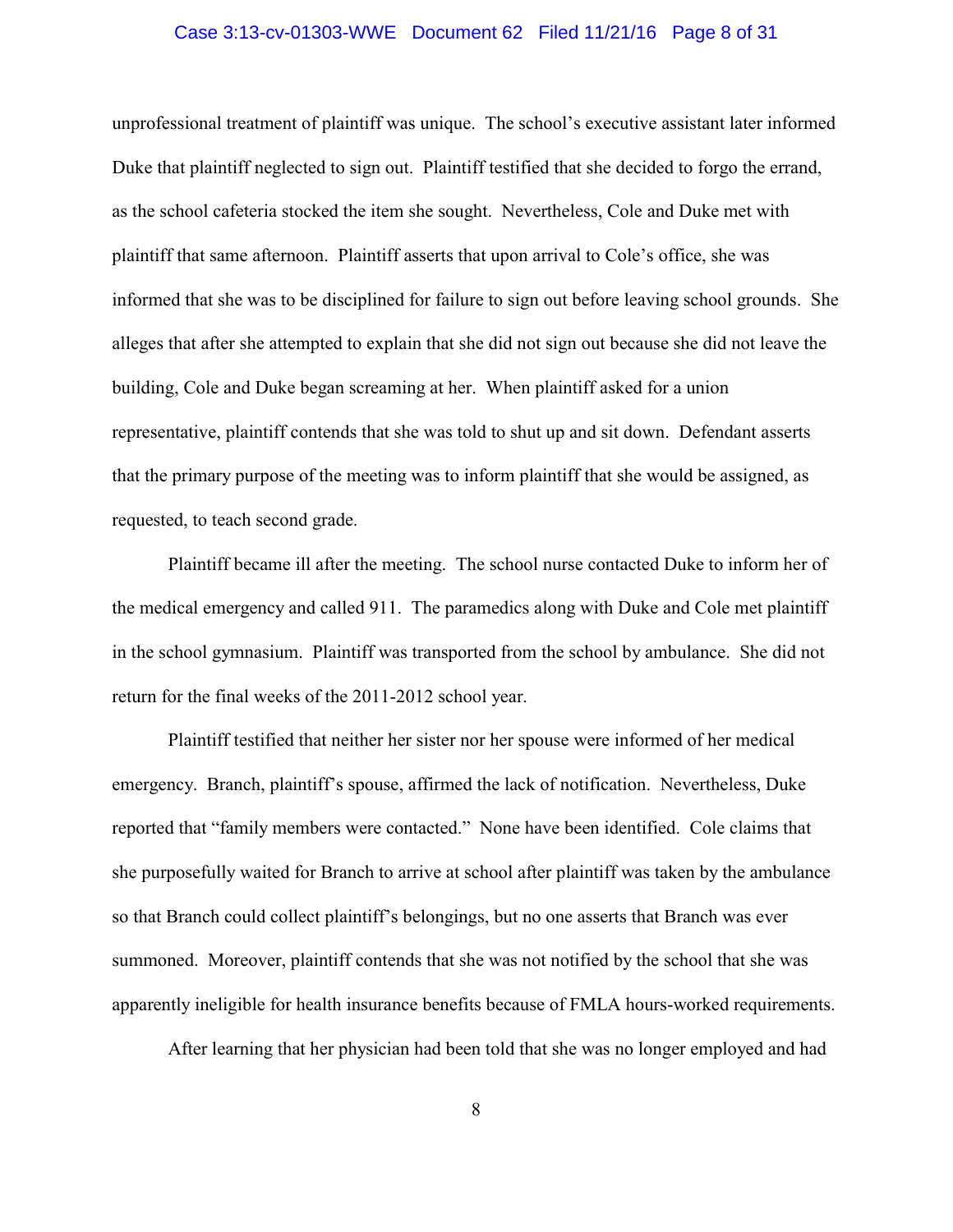unprofessional treatment of plaintiff was unique. The school's executive assistant later informed Duke that plaintiff neglected to sign out. Plaintiff testified that she decided to forgo the errand, as the school cafeteria stocked the item she sought. Nevertheless, Cole and Duke met with plaintiff that same afternoon. Plaintiff asserts that upon arrival to Cole's office, she was informed that she was to be disciplined for failure to sign out before leaving school grounds. She alleges that after she attempted to explain that she did not sign out because she did not leave the building, Cole and Duke began screaming at her. When plaintiff asked for a union representative, plaintiff contends that she was told to shut up and sit down. Defendant asserts that the primary purpose of the meeting was to inform plaintiff that she would be assigned, as requested, to teach second grade.

Plaintiff became ill after the meeting. The school nurse contacted Duke to inform her of the medical emergency and called 911. The paramedics along with Duke and Cole met plaintiff in the school gymnasium. Plaintiff was transported from the school by ambulance. She did not return for the final weeks of the 2011-2012 school year.

Plaintiff testified that neither her sister nor her spouse were informed of her medical emergency. Branch, plaintiff's spouse, affirmed the lack of notification. Nevertheless, Duke reported that "family members were contacted." None have been identified. Cole claims that she purposefully waited for Branch to arrive at school after plaintiff was taken by the ambulance so that Branch could collect plaintiff's belongings, but no one asserts that Branch was ever summoned. Moreover, plaintiff contends that she was not notified by the school that she was apparently ineligible for health insurance benefits because of FMLA hours-worked requirements.

After learning that her physician had been told that she was no longer employed and had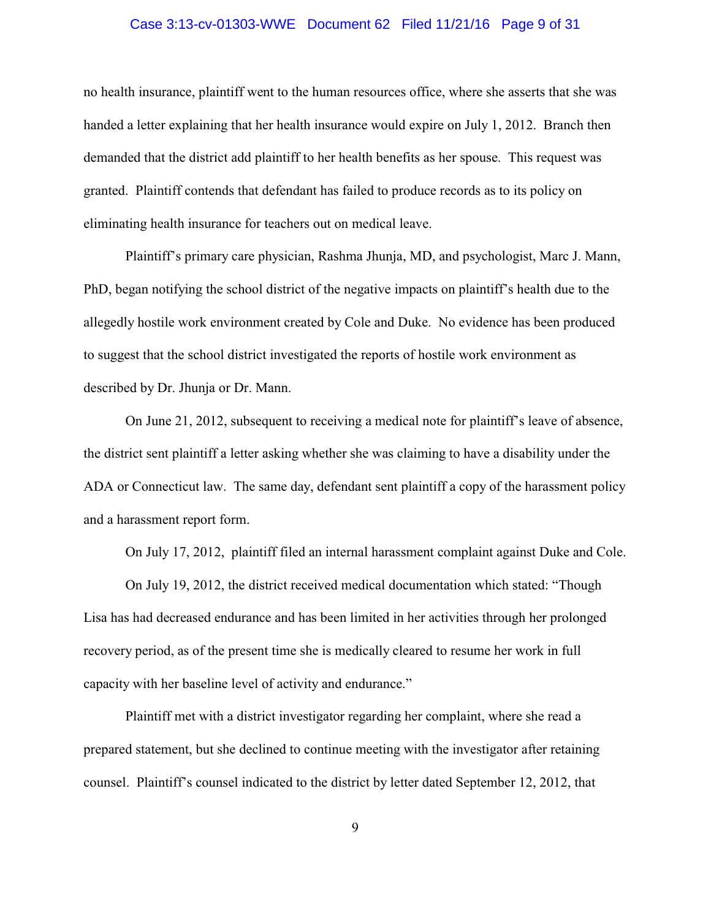no health insurance, plaintiff went to the human resources office, where she asserts that she was handed a letter explaining that her health insurance would expire on July 1, 2012. Branch then demanded that the district add plaintiff to her health benefits as her spouse. This request was granted. Plaintiff contends that defendant has failed to produce records as to its policy on eliminating health insurance for teachers out on medical leave.

Plaintiff's primary care physician, Rashma Jhunja, MD, and psychologist, Marc J. Mann, PhD, began notifying the school district of the negative impacts on plaintiff's health due to the allegedly hostile work environment created by Cole and Duke. No evidence has been produced to suggest that the school district investigated the reports of hostile work environment as described by Dr. Jhunja or Dr. Mann.

On June 21, 2012, subsequent to receiving a medical note for plaintiff's leave of absence, the district sent plaintiff a letter asking whether she was claiming to have a disability under the ADA or Connecticut law. The same day, defendant sent plaintiff a copy of the harassment policy and a harassment report form.

On July 17, 2012, plaintiff filed an internal harassment complaint against Duke and Cole.

On July 19, 2012, the district received medical documentation which stated: "Though Lisa has had decreased endurance and has been limited in her activities through her prolonged recovery period, as of the present time she is medically cleared to resume her work in full capacity with her baseline level of activity and endurance."

Plaintiff met with a district investigator regarding her complaint, where she read a prepared statement, but she declined to continue meeting with the investigator after retaining counsel. Plaintiff's counsel indicated to the district by letter dated September 12, 2012, that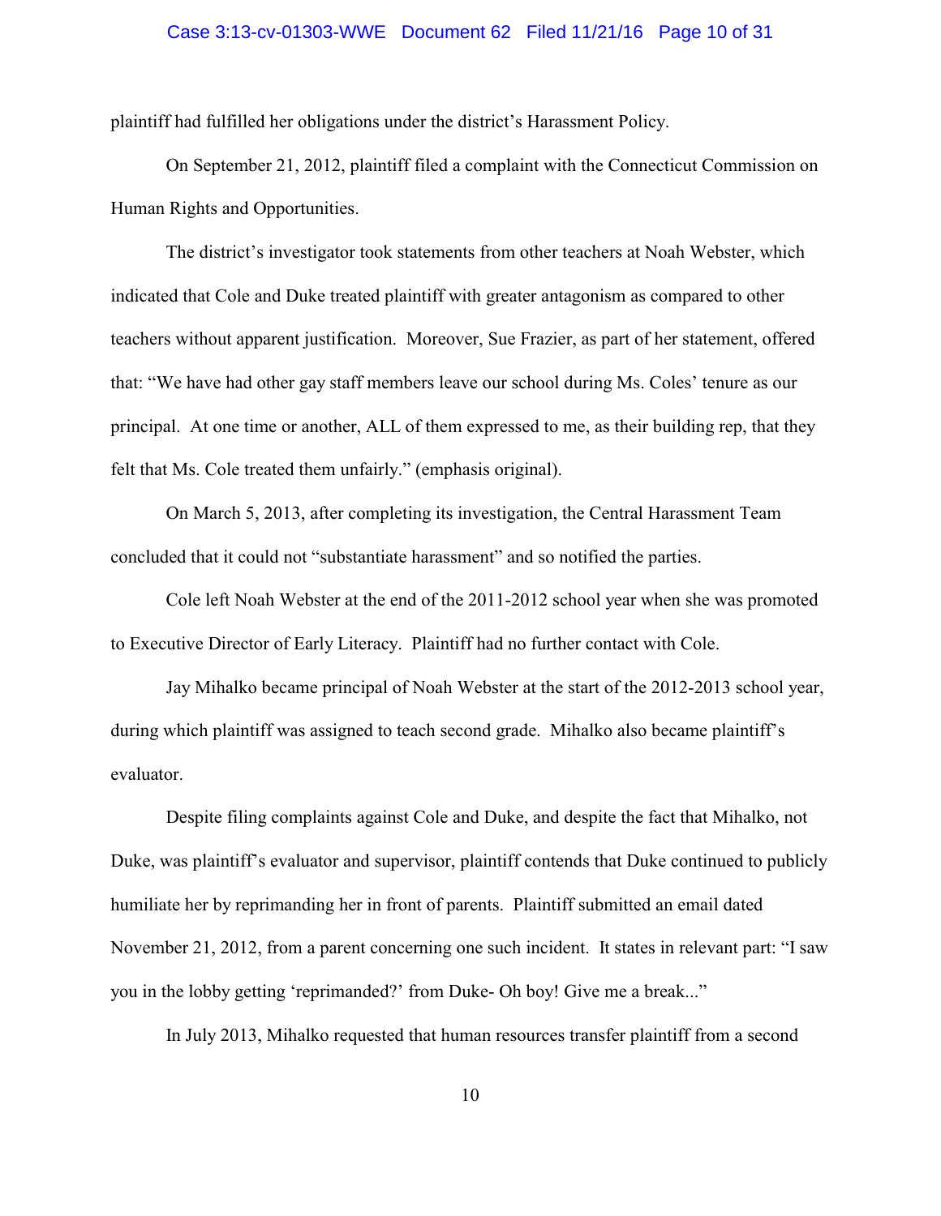plaintiff had fulfilled her obligations under the district's Harassment Policy.

On September 21, 2012, plaintiff filed a complaint with the Connecticut Commission on Human Rights and Opportunities.

The district's investigator took statements from other teachers at Noah Webster, which indicated that Cole and Duke treated plaintiff with greater antagonism as compared to other teachers without apparent justification. Moreover, Sue Frazier, as part of her statement, offered that: "We have had other gay staff members leave our school during Ms. Coles' tenure as our principal. At one time or another, ALL of them expressed to me, as their building rep, that they felt that Ms. Cole treated them unfairly." (emphasis original).

On March 5, 2013, after completing its investigation, the Central Harassment Team concluded that it could not "substantiate harassment" and so notified the parties.

Cole left Noah Webster at the end of the 2011-2012 school year when she was promoted to Executive Director of Early Literacy. Plaintiff had no further contact with Cole.

Jay Mihalko became principal of Noah Webster at the start of the 2012-2013 school year, during which plaintiff was assigned to teach second grade. Mihalko also became plaintiff's evaluator.

Despite filing complaints against Cole and Duke, and despite the fact that Mihalko, not Duke, was plaintiff's evaluator and supervisor, plaintiff contends that Duke continued to publicly humiliate her by reprimanding her in front of parents. Plaintiff submitted an email dated November 21, 2012, from a parent concerning one such incident. It states in relevant part: "I saw you in the lobby getting 'reprimanded?' from Duke- Oh boy! Give me a break..."

In July 2013, Mihalko requested that human resources transfer plaintiff from a second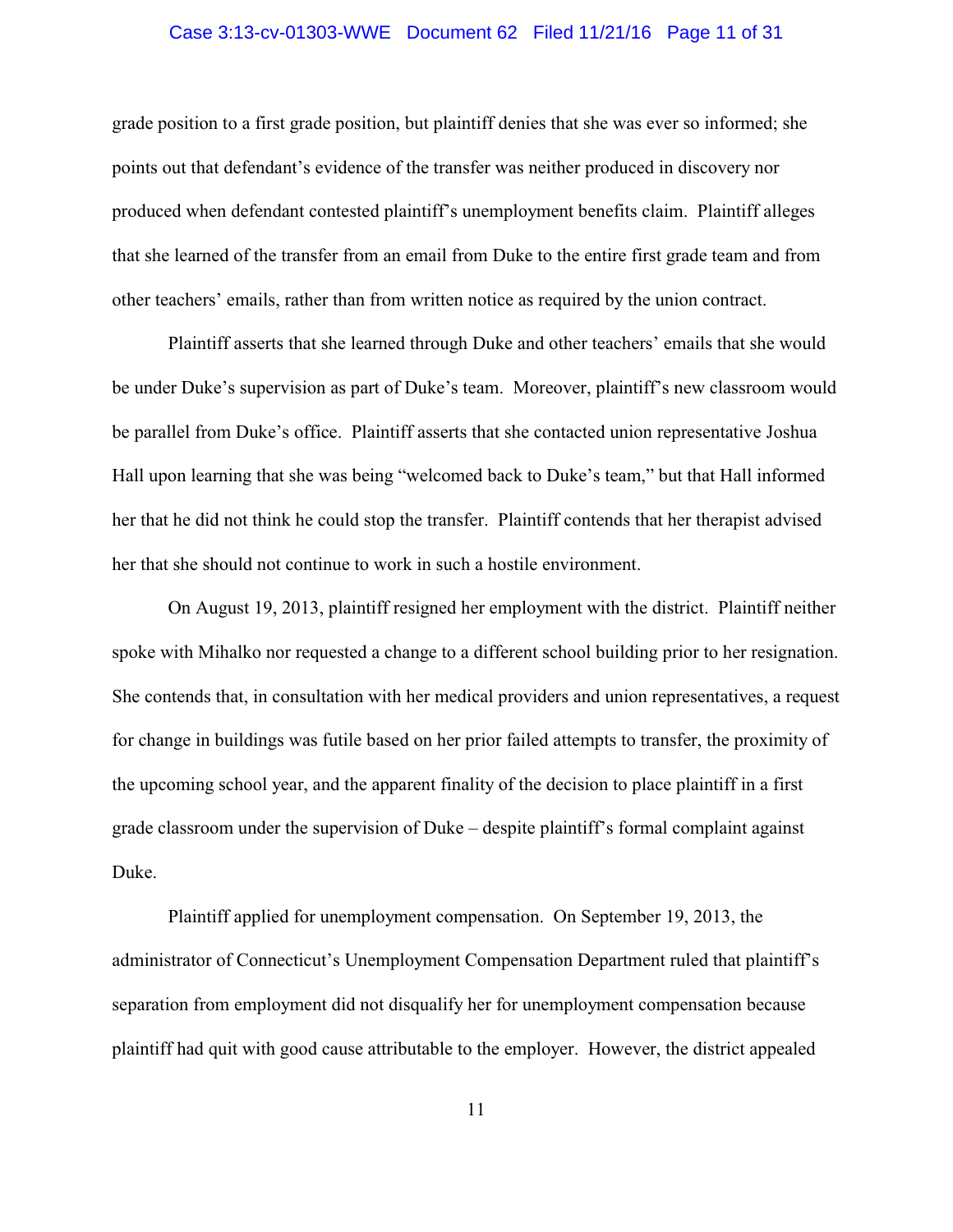grade position to a first grade position, but plaintiff denies that she was ever so informed; she points out that defendant's evidence of the transfer was neither produced in discovery nor produced when defendant contested plaintiff's unemployment benefits claim. Plaintiff alleges that she learned of the transfer from an email from Duke to the entire first grade team and from other teachers' emails, rather than from written notice as required by the union contract.

Plaintiff asserts that she learned through Duke and other teachers' emails that she would be under Duke's supervision as part of Duke's team. Moreover, plaintiff's new classroom would be parallel from Duke's office. Plaintiff asserts that she contacted union representative Joshua Hall upon learning that she was being "welcomed back to Duke's team," but that Hall informed her that he did not think he could stop the transfer. Plaintiff contends that her therapist advised her that she should not continue to work in such a hostile environment.

On August 19, 2013, plaintiff resigned her employment with the district. Plaintiff neither spoke with Mihalko nor requested a change to a different school building prior to her resignation. She contends that, in consultation with her medical providers and union representatives, a request for change in buildings was futile based on her prior failed attempts to transfer, the proximity of the upcoming school year, and the apparent finality of the decision to place plaintiff in a first grade classroom under the supervision of Duke – despite plaintiff's formal complaint against Duke.

Plaintiff applied for unemployment compensation. On September 19, 2013, the administrator of Connecticut's Unemployment Compensation Department ruled that plaintiff's separation from employment did not disqualify her for unemployment compensation because plaintiff had quit with good cause attributable to the employer. However, the district appealed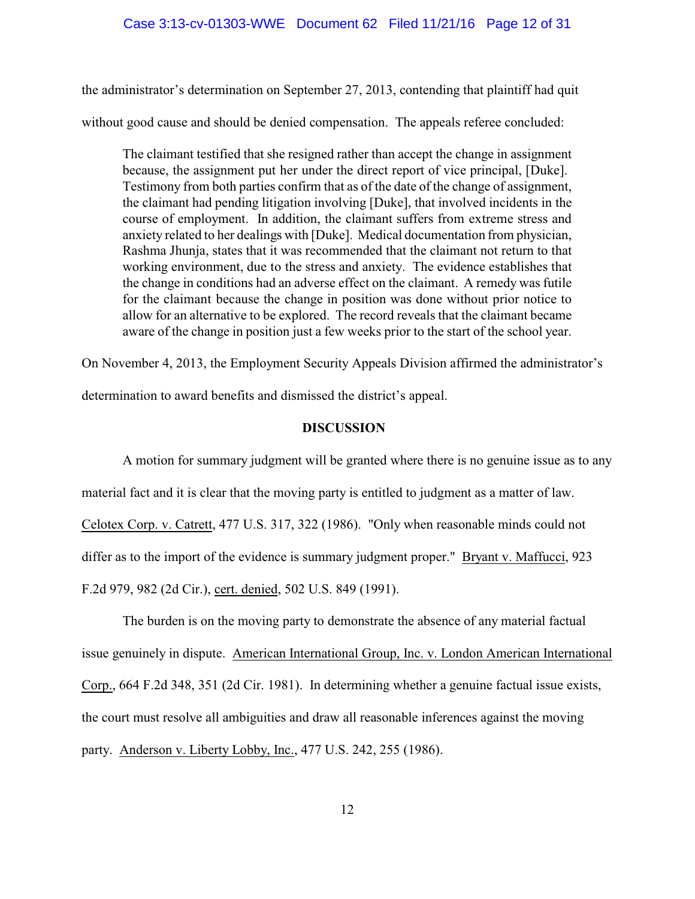the administrator's determination on September 27, 2013, contending that plaintiff had quit without good cause and should be denied compensation. The appeals referee concluded:

> The claimant testified that she resigned rather than accept the change in assignment because, the assignment put her under the direct report of vice principal, [Duke]. Testimony from both parties confirm that as of the date of the change of assignment, the claimant had pending litigation involving [Duke], that involved incidents in the course of employment. In addition, the claimant suffers from extreme stress and anxiety related to her dealings with [Duke]. Medical documentation from physician, Rashma Jhunja, states that it was recommended that the claimant not return to that working environment, due to the stress and anxiety. The evidence establishes that the change in conditions had an adverse effect on the claimant. A remedy was futile for the claimant because the change in position was done without prior notice to allow for an alternative to be explored. The record reveals that the claimant became aware of the change in position just a few weeks prior to the start of the school year.

On November 4, 2013, the Employment Security Appeals Division affirmed the administrator's determination to award benefits and dismissed the district's appeal.

**DISCUSSION**

A motion for summary judgment will be granted where there is no genuine issue as to any material fact and it is clear that the moving party is entitled to judgment as a matter of law. Celotex Corp. v. Catrett, 477 U.S. 317, 322 (1986). "Only when reasonable minds could not differ as to the import of the evidence is summary judgment proper." Bryant v. Maffucci, 923 F.2d 979, 982 (2d Cir.), cert. denied, 502 U.S. 849 (1991).

The burden is on the moving party to demonstrate the absence of any material factual issue genuinely in dispute. American International Group, Inc. v. London American International Corp., 664 F.2d 348, 351 (2d Cir. 1981). In determining whether a genuine factual issue exists, the court must resolve all ambiguities and draw all reasonable inferences against the moving party. Anderson v. Liberty Lobby, Inc., 477 U.S. 242, 255 (1986).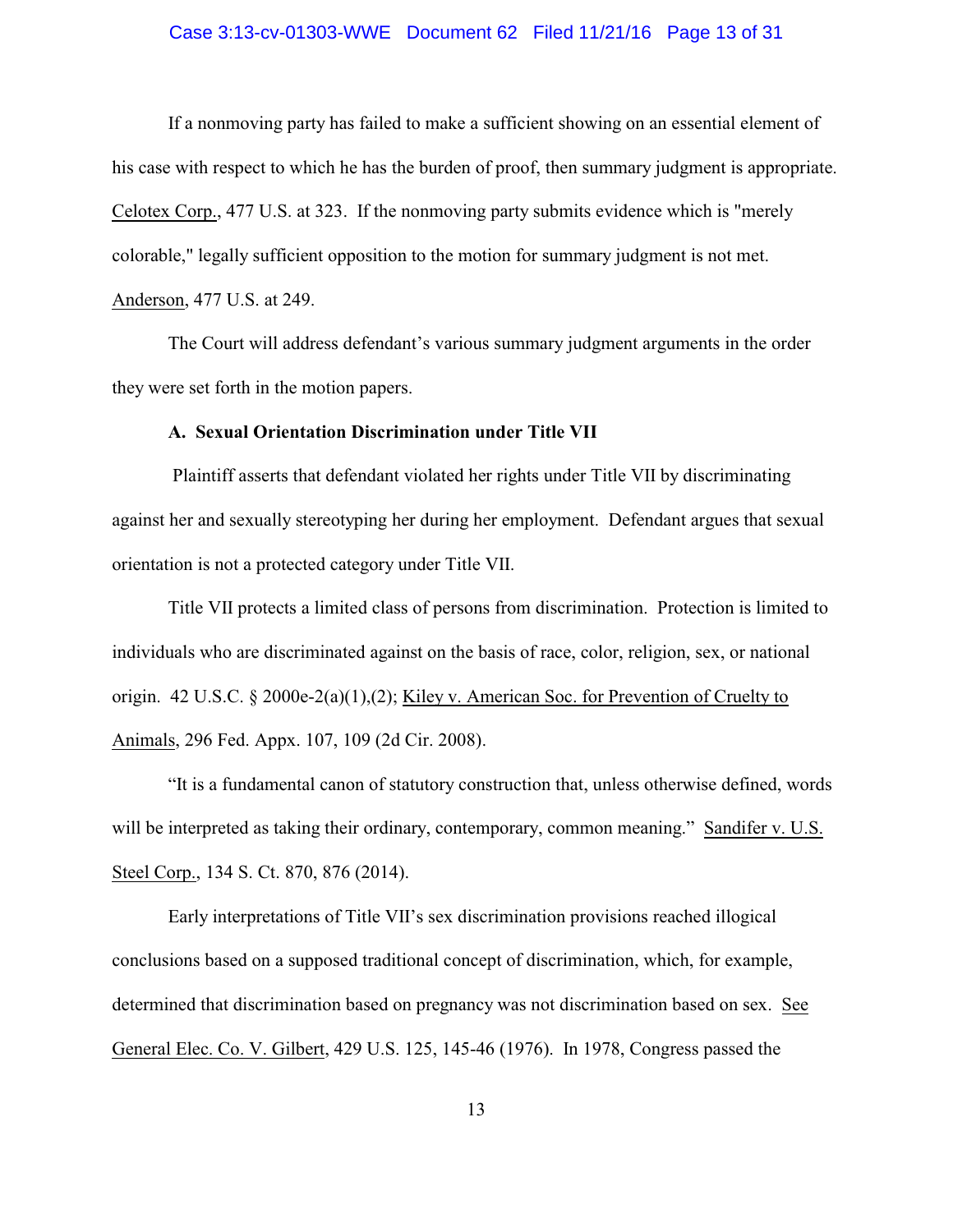If a nonmoving party has failed to make a sufficient showing on an essential element of his case with respect to which he has the burden of proof, then summary judgment is appropriate. Celotex Corp., 477 U.S. at 323. If the nonmoving party submits evidence which is "merely colorable," legally sufficient opposition to the motion for summary judgment is not met. Anderson, 477 U.S. at 249.

The Court will address defendant's various summary judgment arguments in the order they were set forth in the motion papers.

**A. Sexual Orientation Discrimination under Title VII**

Plaintiff asserts that defendant violated her rights under Title VII by discriminating against her and sexually stereotyping her during her employment. Defendant argues that sexual orientation is not a protected category under Title VII.

Title VII protects a limited class of persons from discrimination. Protection is limited to individuals who are discriminated against on the basis of race, color, religion, sex, or national origin. 42 U.S.C. § 2000e-2(a)(1),(2); Kiley v. American Soc. for Prevention of Cruelty to Animals, 296 Fed. Appx. 107, 109 (2d Cir. 2008).

"It is a fundamental canon of statutory construction that, unless otherwise defined, words will be interpreted as taking their ordinary, contemporary, common meaning." Sandifer v. U.S. Steel Corp., 134 S. Ct. 870, 876 (2014).

Early interpretations of Title VII's sex discrimination provisions reached illogical conclusions based on a supposed traditional concept of discrimination, which, for example, determined that discrimination based on pregnancy was not discrimination based on sex. See General Elec. Co. V. Gilbert, 429 U.S. 125, 145-46 (1976). In 1978, Congress passed the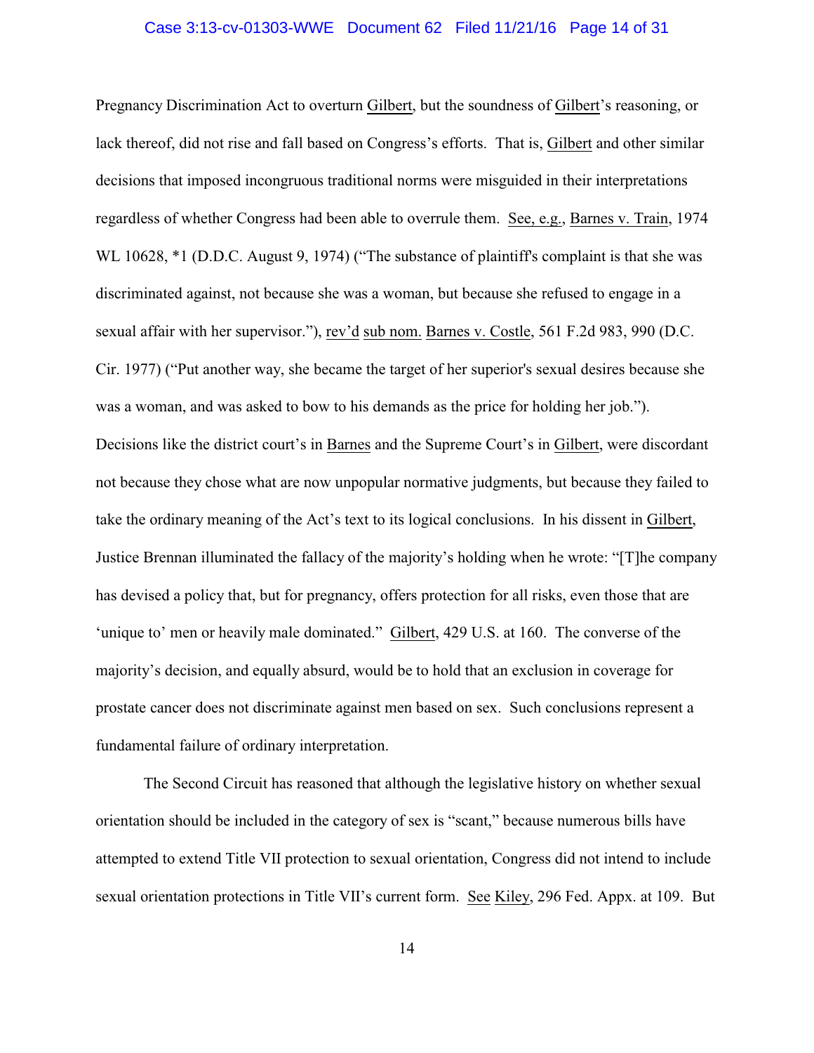Pregnancy Discrimination Act to overturn Gilbert, but the soundness of Gilbert's reasoning, or lack thereof, did not rise and fall based on Congress's efforts. That is, Gilbert and other similar decisions that imposed incongruous traditional norms were misguided in their interpretations regardless of whether Congress had been able to overrule them. See, e.g., Barnes v. Train, 1974 WL 10628, *1 (D.D.C. August 9, 1974) ("The substance of plaintiff's complaint is that she was discriminated against, not because she was a woman, but because she refused to engage in a sexual affair with her supervisor."), rev'd sub nom. Barnes v. Costle, 561 F.2d 983, 990 (D.C. Cir. 1977) ("Put another way, she became the target of her superior's sexual desires because she was a woman, and was asked to bow to his demands as the price for holding her job."). Decisions like the district court's in Barnes and the Supreme Court's in Gilbert, were discordant not because they chose what are now unpopular normative judgments, but because they failed to take the ordinary meaning of the Act's text to its logical conclusions. In his dissent in Gilbert, Justice Brennan illuminated the fallacy of the majority's holding when he wrote: "[T]he company has devised a policy that, but for pregnancy, offers protection for all risks, even those that are 'unique to' men or heavily male dominated." Gilbert, 429 U.S. at 160. The converse of the majority's decision, and equally absurd, would be to hold that an exclusion in coverage for prostate cancer does not discriminate against men based on sex. Such conclusions represent a fundamental failure of ordinary interpretation.

The Second Circuit has reasoned that although the legislative history on whether sexual orientation should be included in the category of sex is "scant," because numerous bills have attempted to extend Title VII protection to sexual orientation, Congress did not intend to include sexual orientation protections in Title VII's current form. See Kiley, 296 Fed. Appx. at 109. But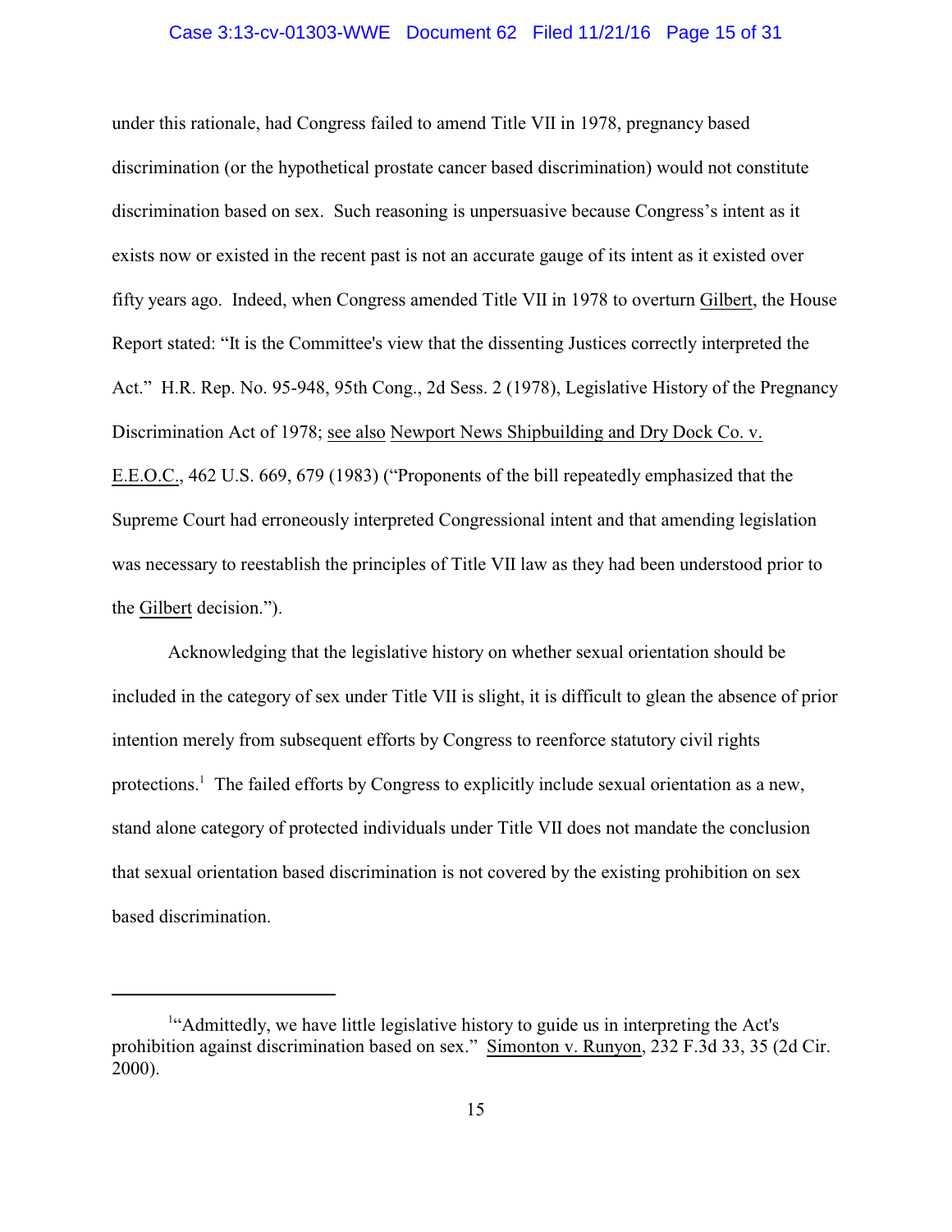under this rationale, had Congress failed to amend Title VII in 1978, pregnancy based discrimination (or the hypothetical prostate cancer based discrimination) would not constitute discrimination based on sex. Such reasoning is unpersuasive because Congress's intent as it exists now or existed in the recent past is not an accurate gauge of its intent as it existed over fifty years ago. Indeed, when Congress amended Title VII in 1978 to overturn Gilbert, the House Report stated: "It is the Committee's view that the dissenting Justices correctly interpreted the Act." H.R. Rep. No. 95-948, 95th Cong., 2d Sess. 2 (1978), Legislative History of the Pregnancy Discrimination Act of 1978; see also Newport News Shipbuilding and Dry Dock Co. v. E.E.O.C., 462 U.S. 669, 679 (1983) ("Proponents of the bill repeatedly emphasized that the Supreme Court had erroneously interpreted Congressional intent and that amending legislation was necessary to reestablish the principles of Title VII law as they had been understood prior to the Gilbert decision.").

Acknowledging that the legislative history on whether sexual orientation should be included in the category of sex under Title VII is slight, it is difficult to glean the absence of prior intention merely from subsequent efforts by Congress to reenforce statutory civil rights protections.[1] The failed efforts by Congress to explicitly include sexual orientation as a new, stand alone category of protected individuals under Title VII does not mandate the conclusion that sexual orientation based discrimination is not covered by the existing prohibition on sex based discrimination.

---

[1] "Admittedly, we have little legislative history to guide us in interpreting the Act's prohibition against discrimination based on sex." Simonton v. Runyon, 232 F.3d 33, 35 (2d Cir. 2000).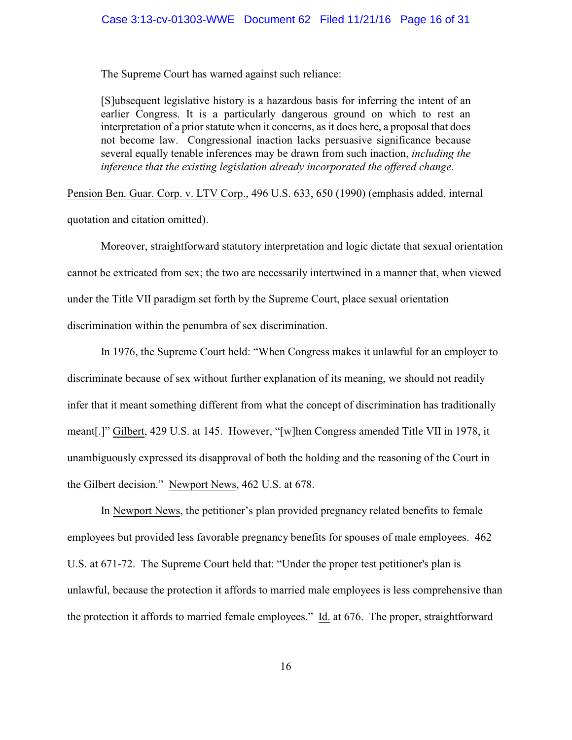The Supreme Court has warned against such reliance:

> [S]ubsequent legislative history is a hazardous basis for inferring the intent of an earlier Congress. It is a particularly dangerous ground on which to rest an interpretation of a prior statute when it concerns, as it does here, a proposal that does not become law. Congressional inaction lacks persuasive significance because several equally tenable inferences may be drawn from such inaction, *including the inference that the existing legislation already incorporated the offered change.*

Pension Ben. Guar. Corp. v. LTV Corp., 496 U.S. 633, 650 (1990) (emphasis added, internal quotation and citation omitted).

Moreover, straightforward statutory interpretation and logic dictate that sexual orientation cannot be extricated from sex; the two are necessarily intertwined in a manner that, when viewed under the Title VII paradigm set forth by the Supreme Court, place sexual orientation discrimination within the penumbra of sex discrimination.

In 1976, the Supreme Court held: "When Congress makes it unlawful for an employer to discriminate because of sex without further explanation of its meaning, we should not readily infer that it meant something different from what the concept of discrimination has traditionally meant[.]" Gilbert, 429 U.S. at 145. However, "[w]hen Congress amended Title VII in 1978, it unambiguously expressed its disapproval of both the holding and the reasoning of the Court in the Gilbert decision." Newport News, 462 U.S. at 678.

In Newport News, the petitioner's plan provided pregnancy related benefits to female employees but provided less favorable pregnancy benefits for spouses of male employees. 462 U.S. at 671-72. The Supreme Court held that: "Under the proper test petitioner's plan is unlawful, because the protection it affords to married male employees is less comprehensive than the protection it affords to married female employees." Id. at 676. The proper, straightforward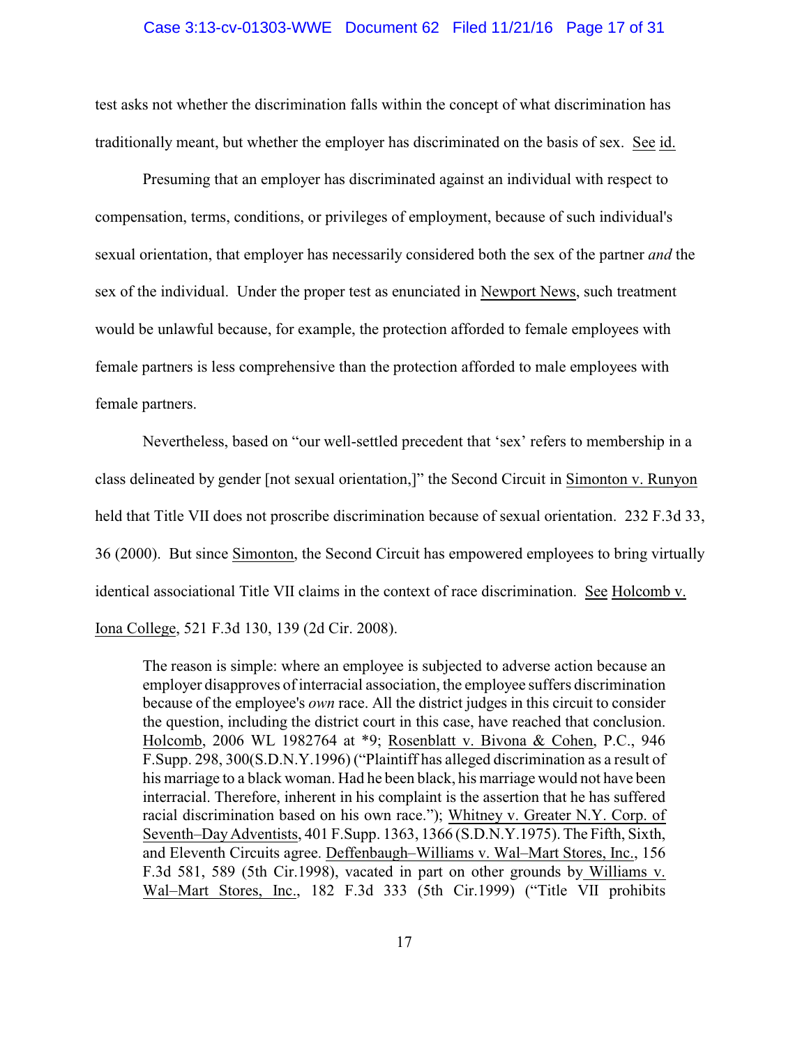test asks not whether the discrimination falls within the concept of what discrimination has traditionally meant, but whether the employer has discriminated on the basis of sex. See id.

Presuming that an employer has discriminated against an individual with respect to compensation, terms, conditions, or privileges of employment, because of such individual's sexual orientation, that employer has necessarily considered both the sex of the partner *and* the sex of the individual. Under the proper test as enunciated in Newport News, such treatment would be unlawful because, for example, the protection afforded to female employees with female partners is less comprehensive than the protection afforded to male employees with female partners.

Nevertheless, based on "our well-settled precedent that 'sex' refers to membership in a class delineated by gender [not sexual orientation,]" the Second Circuit in Simonton v. Runyon held that Title VII does not proscribe discrimination because of sexual orientation. 232 F.3d 33, 36 (2000). But since Simonton, the Second Circuit has empowered employees to bring virtually identical associational Title VII claims in the context of race discrimination. See Holcomb v. Iona College, 521 F.3d 130, 139 (2d Cir. 2008).

> The reason is simple: where an employee is subjected to adverse action because an employer disapproves of interracial association, the employee suffers discrimination because of the employee's *own* race. All the district judges in this circuit to consider the question, including the district court in this case, have reached that conclusion. Holcomb, 2006 WL 1982764 at *9; Rosenblatt v. Bivona & Cohen, P.C., 946 F.Supp. 298, 300(S.D.N.Y.1996) ("Plaintiff has alleged discrimination as a result of his marriage to a black woman. Had he been black, his marriage would not have been interracial. Therefore, inherent in his complaint is the assertion that he has suffered racial discrimination based on his own race."); Whitney v. Greater N.Y. Corp. of Seventh–Day Adventists, 401 F.Supp. 1363, 1366 (S.D.N.Y.1975). The Fifth, Sixth, and Eleventh Circuits agree. Deffenbaugh–Williams v. Wal–Mart Stores, Inc., 156 F.3d 581, 589 (5th Cir.1998), vacated in part on other grounds by Williams v. Wal–Mart Stores, Inc., 182 F.3d 333 (5th Cir.1999) ("Title VII prohibits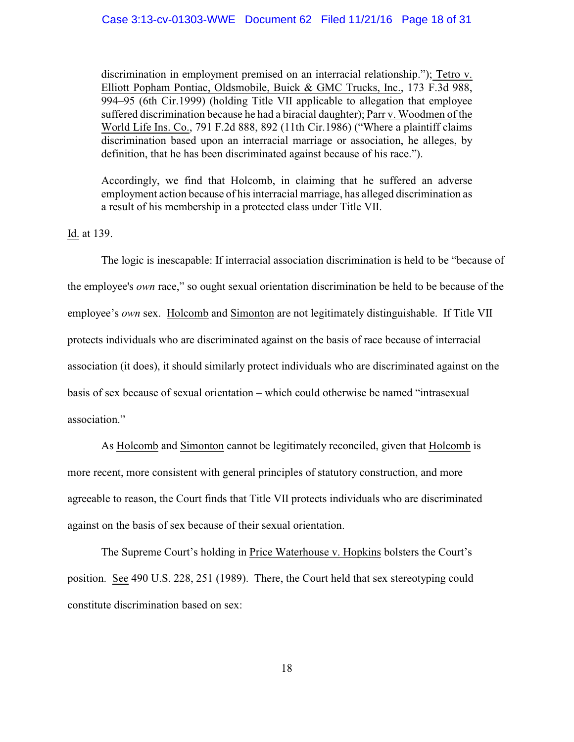> discrimination in employment premised on an interracial relationship."); Tetro v. Elliott Popham Pontiac, Oldsmobile, Buick & GMC Trucks, Inc., 173 F.3d 988, 994–95 (6th Cir.1999) (holding Title VII applicable to allegation that employee suffered discrimination because he had a biracial daughter); Parr v. Woodmen of the World Life Ins. Co., 791 F.2d 888, 892 (11th Cir.1986) ("Where a plaintiff claims discrimination based upon an interracial marriage or association, he alleges, by definition, that he has been discriminated against because of his race.").
>
> Accordingly, we find that Holcomb, in claiming that he suffered an adverse employment action because of his interracial marriage, has alleged discrimination as a result of his membership in a protected class under Title VII.

Id. at 139.

The logic is inescapable: If interracial association discrimination is held to be "because of the employee's *own* race," so ought sexual orientation discrimination be held to be because of the employee's *own* sex. Holcomb and Simonton are not legitimately distinguishable. If Title VII protects individuals who are discriminated against on the basis of race because of interracial association (it does), it should similarly protect individuals who are discriminated against on the basis of sex because of sexual orientation – which could otherwise be named "intrasexual association."

As Holcomb and Simonton cannot be legitimately reconciled, given that Holcomb is more recent, more consistent with general principles of statutory construction, and more agreeable to reason, the Court finds that Title VII protects individuals who are discriminated against on the basis of sex because of their sexual orientation.

The Supreme Court's holding in Price Waterhouse v. Hopkins bolsters the Court's position. See 490 U.S. 228, 251 (1989). There, the Court held that sex stereotyping could constitute discrimination based on sex: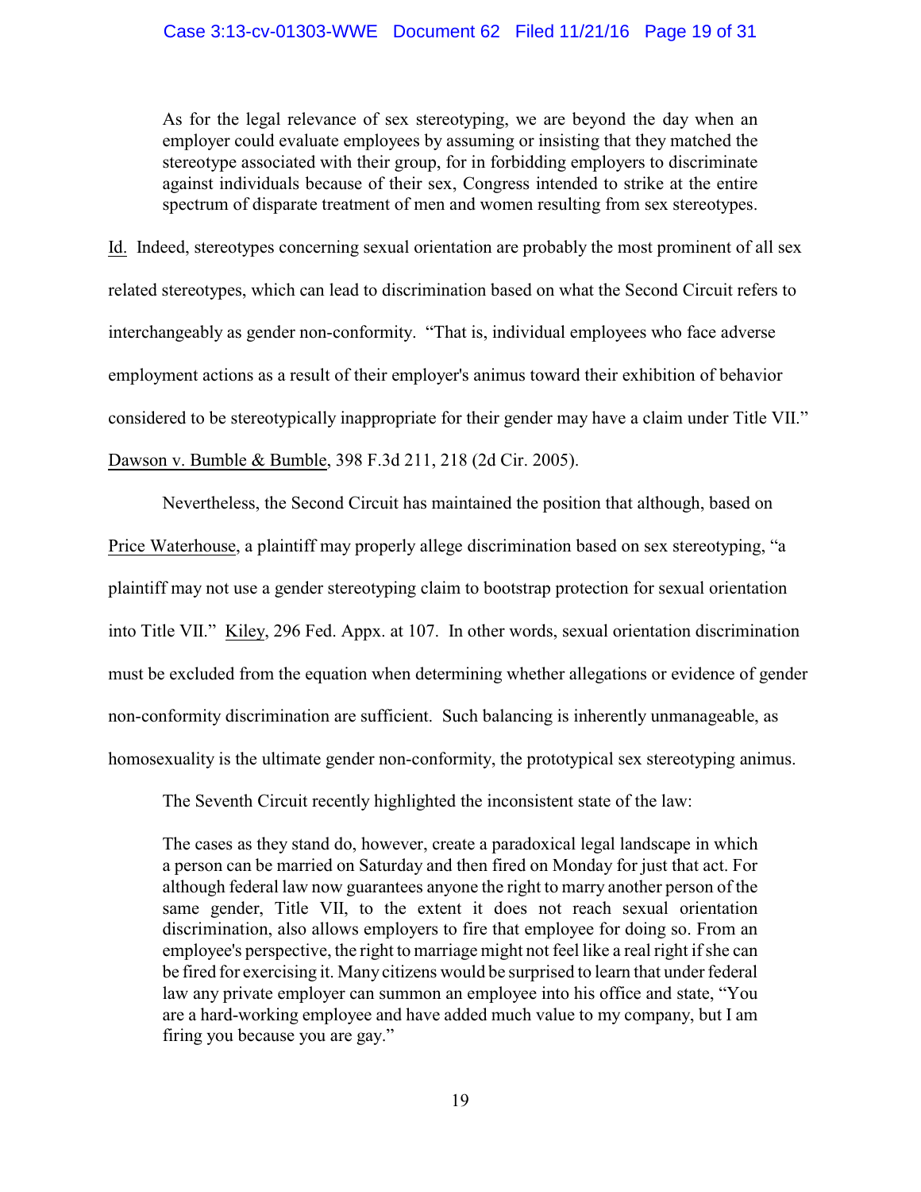> As for the legal relevance of sex stereotyping, we are beyond the day when an employer could evaluate employees by assuming or insisting that they matched the stereotype associated with their group, for in forbidding employers to discriminate against individuals because of their sex, Congress intended to strike at the entire spectrum of disparate treatment of men and women resulting from sex stereotypes.

Id. Indeed, stereotypes concerning sexual orientation are probably the most prominent of all sex related stereotypes, which can lead to discrimination based on what the Second Circuit refers to interchangeably as gender non-conformity. "That is, individual employees who face adverse employment actions as a result of their employer's animus toward their exhibition of behavior considered to be stereotypically inappropriate for their gender may have a claim under Title VII." Dawson v. Bumble & Bumble, 398 F.3d 211, 218 (2d Cir. 2005).

Nevertheless, the Second Circuit has maintained the position that although, based on Price Waterhouse, a plaintiff may properly allege discrimination based on sex stereotyping, "a plaintiff may not use a gender stereotyping claim to bootstrap protection for sexual orientation into Title VII." Kiley, 296 Fed. Appx. at 107. In other words, sexual orientation discrimination must be excluded from the equation when determining whether allegations or evidence of gender non-conformity discrimination are sufficient. Such balancing is inherently unmanageable, as homosexuality is the ultimate gender non-conformity, the prototypical sex stereotyping animus.

The Seventh Circuit recently highlighted the inconsistent state of the law:

> The cases as they stand do, however, create a paradoxical legal landscape in which a person can be married on Saturday and then fired on Monday for just that act. For although federal law now guarantees anyone the right to marry another person of the same gender, Title VII, to the extent it does not reach sexual orientation discrimination, also allows employers to fire that employee for doing so. From an employee's perspective, the right to marriage might not feel like a real right if she can be fired for exercising it. Many citizens would be surprised to learn that under federal law any private employer can summon an employee into his office and state, "You are a hard-working employee and have added much value to my company, but I am firing you because you are gay."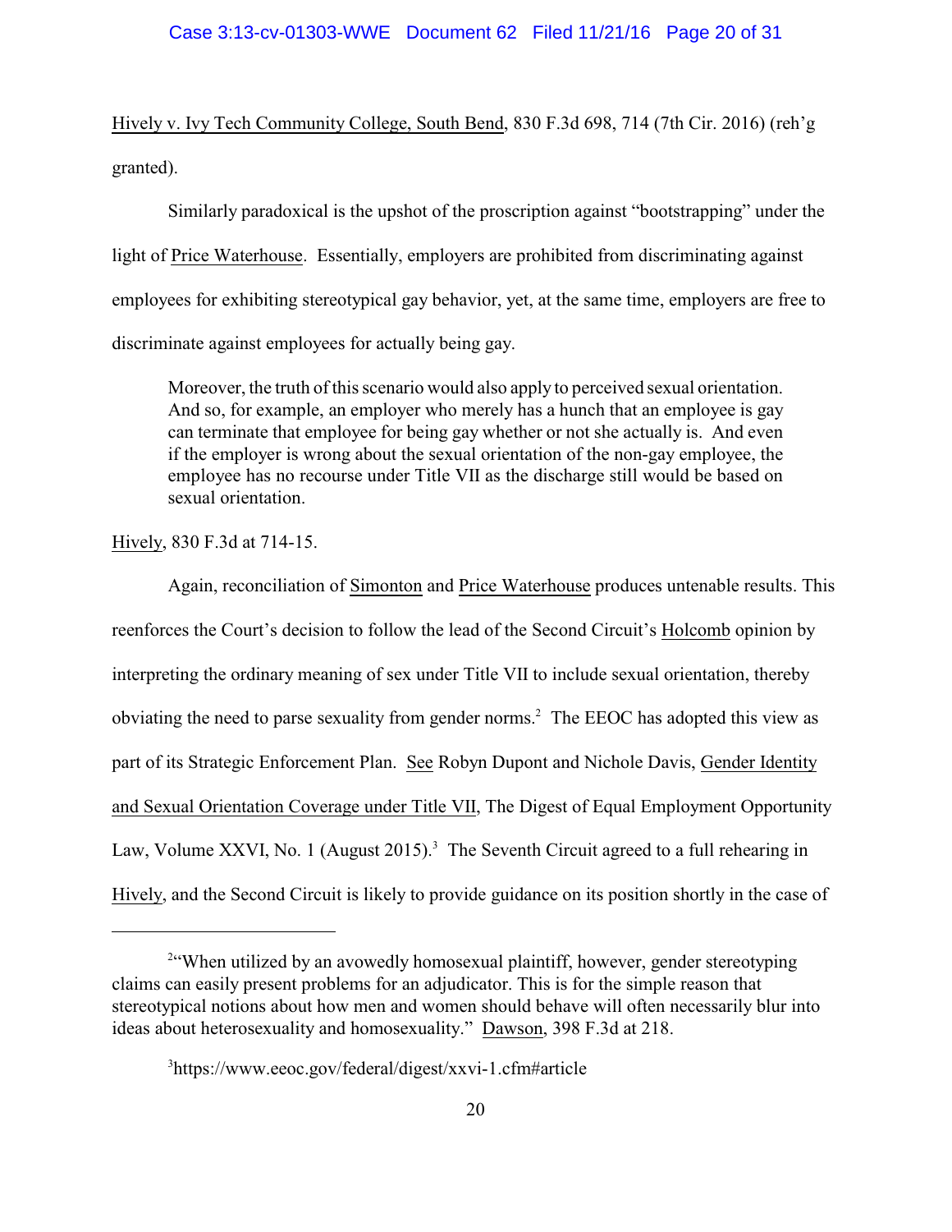Hively v. Ivy Tech Community College, South Bend, 830 F.3d 698, 714 (7th Cir. 2016) (reh'g granted).

Similarly paradoxical is the upshot of the proscription against "bootstrapping" under the light of Price Waterhouse. Essentially, employers are prohibited from discriminating against employees for exhibiting stereotypical gay behavior, yet, at the same time, employers are free to discriminate against employees for actually being gay.

> Moreover, the truth of this scenario would also apply to perceived sexual orientation. And so, for example, an employer who merely has a hunch that an employee is gay can terminate that employee for being gay whether or not she actually is. And even if the employer is wrong about the sexual orientation of the non-gay employee, the employee has no recourse under Title VII as the discharge still would be based on sexual orientation.

Hively, 830 F.3d at 714-15.

Again, reconciliation of Simonton and Price Waterhouse produces untenable results. This reenforces the Court's decision to follow the lead of the Second Circuit's Holcomb opinion by interpreting the ordinary meaning of sex under Title VII to include sexual orientation, thereby obviating the need to parse sexuality from gender norms.[2] The EEOC has adopted this view as part of its Strategic Enforcement Plan. See Robyn Dupont and Nichole Davis, Gender Identity and Sexual Orientation Coverage under Title VII, The Digest of Equal Employment Opportunity Law, Volume XXVI, No. 1 (August 2015).[3] The Seventh Circuit agreed to a full rehearing in Hively, and the Second Circuit is likely to provide guidance on its position shortly in the case of

---

[2] "When utilized by an avowedly homosexual plaintiff, however, gender stereotyping claims can easily present problems for an adjudicator. This is for the simple reason that stereotypical notions about how men and women should behave will often necessarily blur into ideas about heterosexuality and homosexuality." Dawson, 398 F.3d at 218.

[3] https://www.eeoc.gov/federal/digest/xxvi-1.cfm#article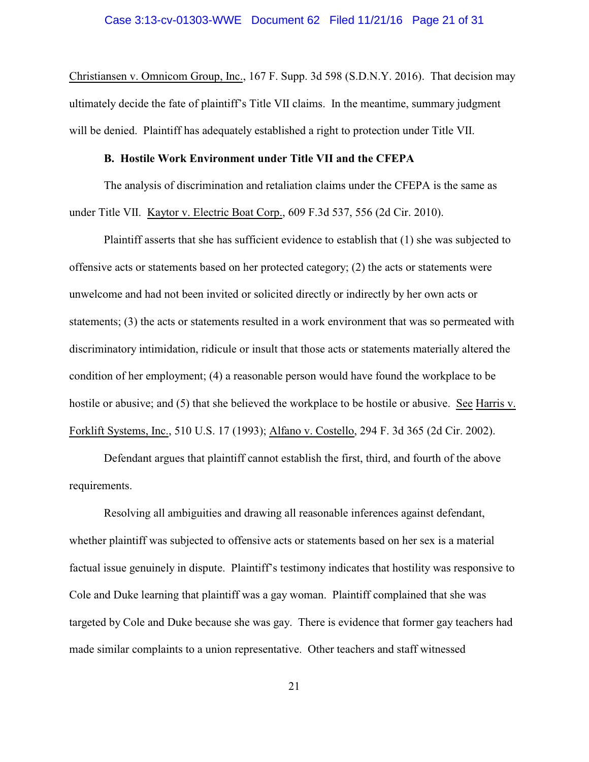Christiansen v. Omnicom Group, Inc., 167 F. Supp. 3d 598 (S.D.N.Y. 2016). That decision may ultimately decide the fate of plaintiff's Title VII claims. In the meantime, summary judgment will be denied. Plaintiff has adequately established a right to protection under Title VII.

**B. Hostile Work Environment under Title VII and the CFEPA**

The analysis of discrimination and retaliation claims under the CFEPA is the same as under Title VII. Kaytor v. Electric Boat Corp., 609 F.3d 537, 556 (2d Cir. 2010).

Plaintiff asserts that she has sufficient evidence to establish that (1) she was subjected to offensive acts or statements based on her protected category; (2) the acts or statements were unwelcome and had not been invited or solicited directly or indirectly by her own acts or statements; (3) the acts or statements resulted in a work environment that was so permeated with discriminatory intimidation, ridicule or insult that those acts or statements materially altered the condition of her employment; (4) a reasonable person would have found the workplace to be hostile or abusive; and (5) that she believed the workplace to be hostile or abusive. See Harris v. Forklift Systems, Inc., 510 U.S. 17 (1993); Alfano v. Costello, 294 F. 3d 365 (2d Cir. 2002).

Defendant argues that plaintiff cannot establish the first, third, and fourth of the above requirements.

Resolving all ambiguities and drawing all reasonable inferences against defendant, whether plaintiff was subjected to offensive acts or statements based on her sex is a material factual issue genuinely in dispute. Plaintiff's testimony indicates that hostility was responsive to Cole and Duke learning that plaintiff was a gay woman. Plaintiff complained that she was targeted by Cole and Duke because she was gay. There is evidence that former gay teachers had made similar complaints to a union representative. Other teachers and staff witnessed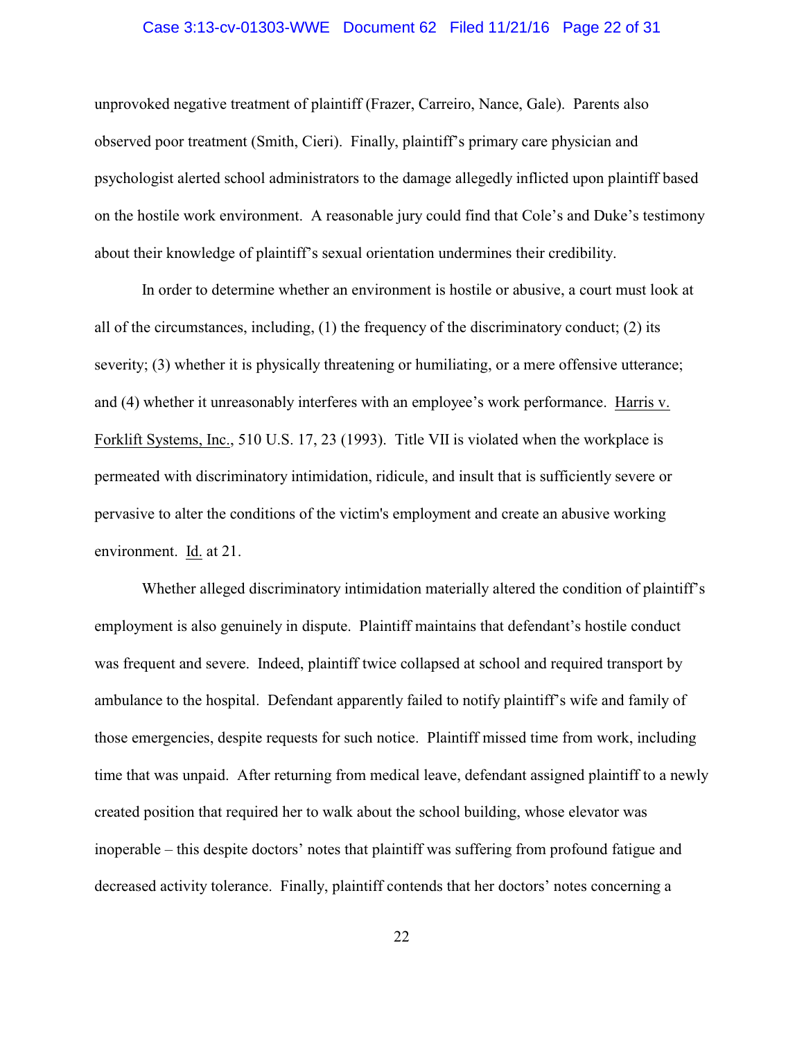unprovoked negative treatment of plaintiff (Frazer, Carreiro, Nance, Gale). Parents also observed poor treatment (Smith, Cieri). Finally, plaintiff's primary care physician and psychologist alerted school administrators to the damage allegedly inflicted upon plaintiff based on the hostile work environment. A reasonable jury could find that Cole's and Duke's testimony about their knowledge of plaintiff's sexual orientation undermines their credibility.

In order to determine whether an environment is hostile or abusive, a court must look at all of the circumstances, including, (1) the frequency of the discriminatory conduct; (2) its severity; (3) whether it is physically threatening or humiliating, or a mere offensive utterance; and (4) whether it unreasonably interferes with an employee's work performance. Harris v. Forklift Systems, Inc., 510 U.S. 17, 23 (1993). Title VII is violated when the workplace is permeated with discriminatory intimidation, ridicule, and insult that is sufficiently severe or pervasive to alter the conditions of the victim's employment and create an abusive working environment. Id. at 21.

Whether alleged discriminatory intimidation materially altered the condition of plaintiff's employment is also genuinely in dispute. Plaintiff maintains that defendant's hostile conduct was frequent and severe. Indeed, plaintiff twice collapsed at school and required transport by ambulance to the hospital. Defendant apparently failed to notify plaintiff's wife and family of those emergencies, despite requests for such notice. Plaintiff missed time from work, including time that was unpaid. After returning from medical leave, defendant assigned plaintiff to a newly created position that required her to walk about the school building, whose elevator was inoperable – this despite doctors' notes that plaintiff was suffering from profound fatigue and decreased activity tolerance. Finally, plaintiff contends that her doctors' notes concerning a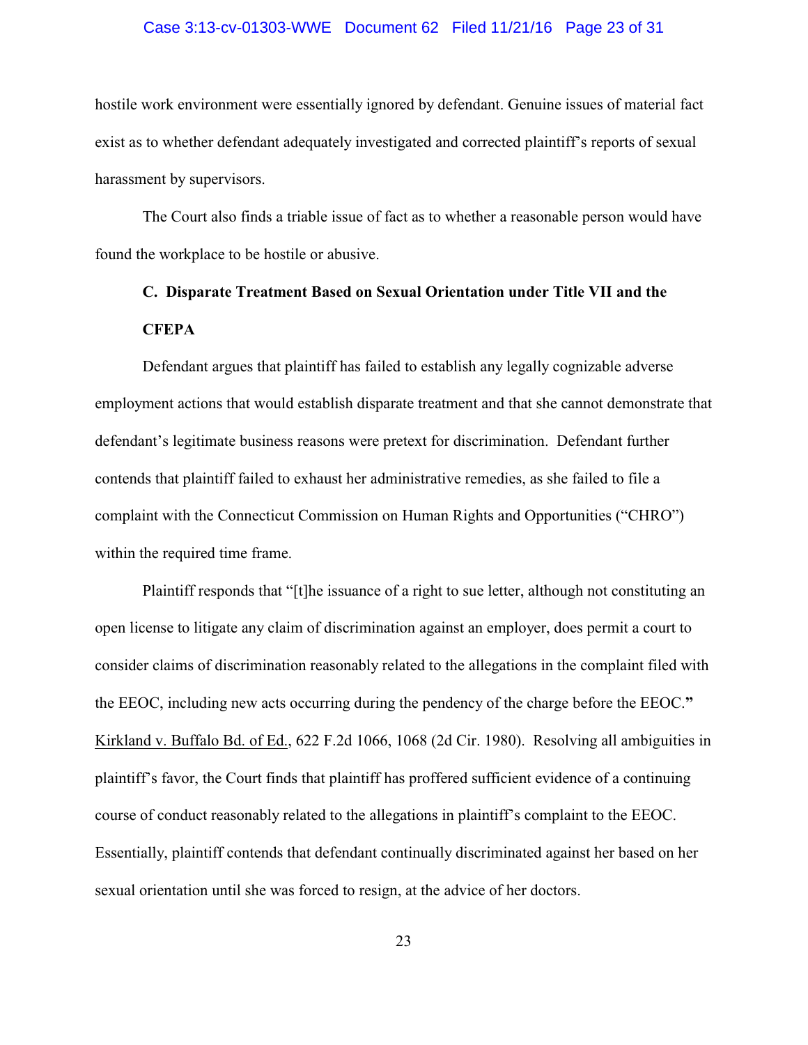hostile work environment were essentially ignored by defendant. Genuine issues of material fact exist as to whether defendant adequately investigated and corrected plaintiff's reports of sexual harassment by supervisors.

The Court also finds a triable issue of fact as to whether a reasonable person would have found the workplace to be hostile or abusive.

### C. Disparate Treatment Based on Sexual Orientation under Title VII and the CFEPA

Defendant argues that plaintiff has failed to establish any legally cognizable adverse employment actions that would establish disparate treatment and that she cannot demonstrate that defendant's legitimate business reasons were pretext for discrimination. Defendant further contends that plaintiff failed to exhaust her administrative remedies, as she failed to file a complaint with the Connecticut Commission on Human Rights and Opportunities ("CHRO") within the required time frame.

Plaintiff responds that "[t]he issuance of a right to sue letter, although not constituting an open license to litigate any claim of discrimination against an employer, does permit a court to consider claims of discrimination reasonably related to the allegations in the complaint filed with the EEOC, including new acts occurring during the pendency of the charge before the EEOC." Kirkland v. Buffalo Bd. of Ed., 622 F.2d 1066, 1068 (2d Cir. 1980). Resolving all ambiguities in plaintiff's favor, the Court finds that plaintiff has proffered sufficient evidence of a continuing course of conduct reasonably related to the allegations in plaintiff's complaint to the EEOC. Essentially, plaintiff contends that defendant continually discriminated against her based on her sexual orientation until she was forced to resign, at the advice of her doctors.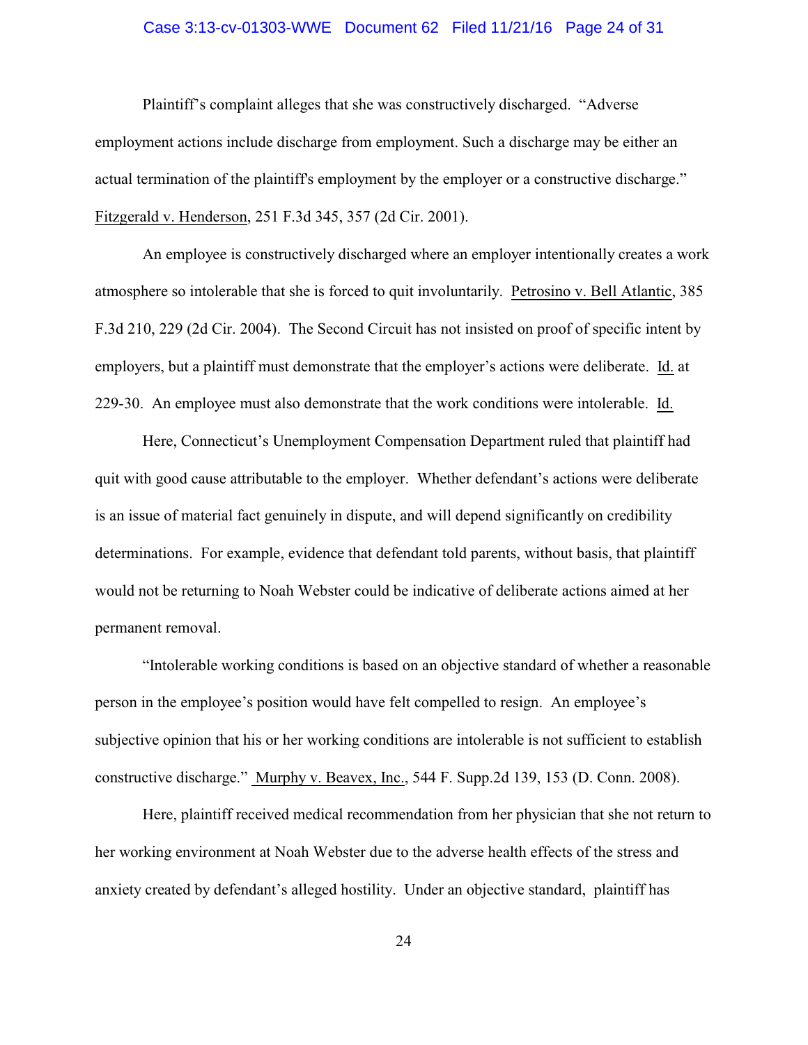Plaintiff's complaint alleges that she was constructively discharged. "Adverse employment actions include discharge from employment. Such a discharge may be either an actual termination of the plaintiff's employment by the employer or a constructive discharge." Fitzgerald v. Henderson, 251 F.3d 345, 357 (2d Cir. 2001).

An employee is constructively discharged where an employer intentionally creates a work atmosphere so intolerable that she is forced to quit involuntarily. Petrosino v. Bell Atlantic, 385 F.3d 210, 229 (2d Cir. 2004). The Second Circuit has not insisted on proof of specific intent by employers, but a plaintiff must demonstrate that the employer's actions were deliberate. Id. at 229-30. An employee must also demonstrate that the work conditions were intolerable. Id.

Here, Connecticut's Unemployment Compensation Department ruled that plaintiff had quit with good cause attributable to the employer. Whether defendant's actions were deliberate is an issue of material fact genuinely in dispute, and will depend significantly on credibility determinations. For example, evidence that defendant told parents, without basis, that plaintiff would not be returning to Noah Webster could be indicative of deliberate actions aimed at her permanent removal.

"Intolerable working conditions is based on an objective standard of whether a reasonable person in the employee's position would have felt compelled to resign. An employee's subjective opinion that his or her working conditions are intolerable is not sufficient to establish constructive discharge." Murphy v. Beavex, Inc., 544 F. Supp.2d 139, 153 (D. Conn. 2008).

Here, plaintiff received medical recommendation from her physician that she not return to her working environment at Noah Webster due to the adverse health effects of the stress and anxiety created by defendant's alleged hostility. Under an objective standard, plaintiff has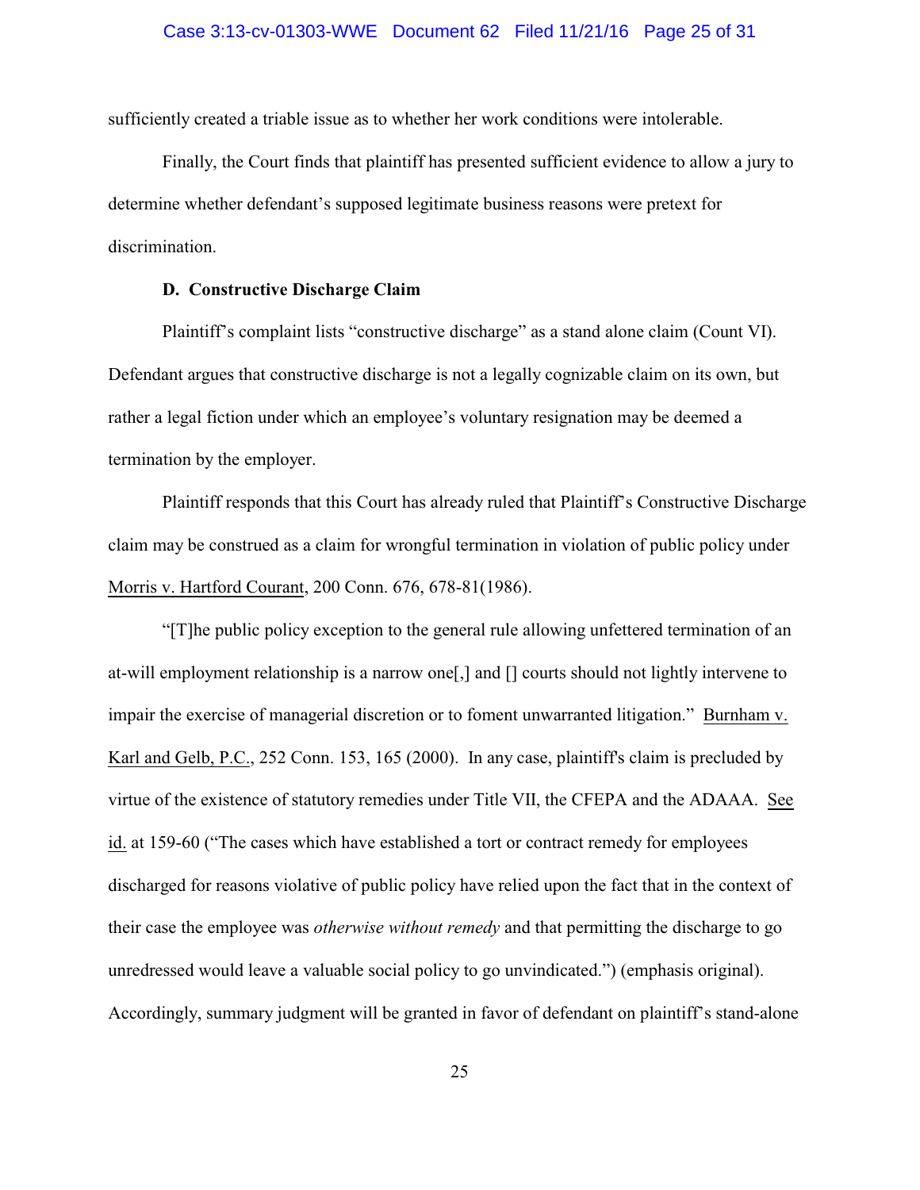sufficiently created a triable issue as to whether her work conditions were intolerable.

Finally, the Court finds that plaintiff has presented sufficient evidence to allow a jury to determine whether defendant's supposed legitimate business reasons were pretext for discrimination.

**D. Constructive Discharge Claim**

Plaintiff's complaint lists "constructive discharge" as a stand alone claim (Count VI). Defendant argues that constructive discharge is not a legally cognizable claim on its own, but rather a legal fiction under which an employee's voluntary resignation may be deemed a termination by the employer.

Plaintiff responds that this Court has already ruled that Plaintiff's Constructive Discharge claim may be construed as a claim for wrongful termination in violation of public policy under Morris v. Hartford Courant, 200 Conn. 676, 678-81(1986).

"[T]he public policy exception to the general rule allowing unfettered termination of an at-will employment relationship is a narrow one[,] and [] courts should not lightly intervene to impair the exercise of managerial discretion or to foment unwarranted litigation." Burnham v. Karl and Gelb, P.C., 252 Conn. 153, 165 (2000). In any case, plaintiff's claim is precluded by virtue of the existence of statutory remedies under Title VII, the CFEPA and the ADAAA. See id. at 159-60 ("The cases which have established a tort or contract remedy for employees discharged for reasons violative of public policy have relied upon the fact that in the context of their case the employee was *otherwise without remedy* and that permitting the discharge to go unredressed would leave a valuable social policy to go unvindicated.") (emphasis original). Accordingly, summary judgment will be granted in favor of defendant on plaintiff's stand-alone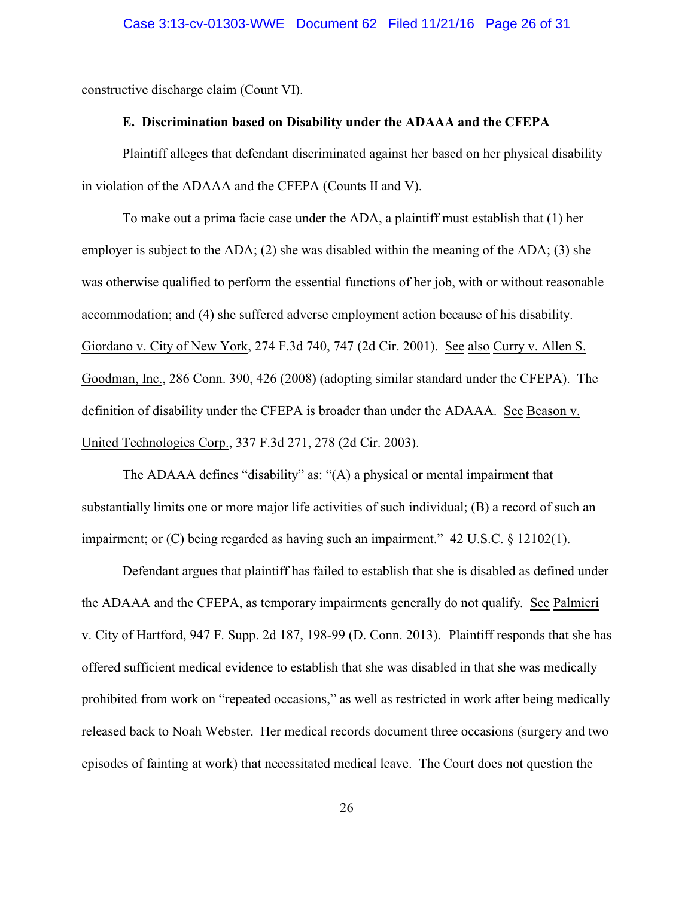constructive discharge claim (Count VI).

### E. Discrimination based on Disability under the ADAAA and the CFEPA

Plaintiff alleges that defendant discriminated against her based on her physical disability in violation of the ADAAA and the CFEPA (Counts II and V).

To make out a prima facie case under the ADA, a plaintiff must establish that (1) her employer is subject to the ADA; (2) she was disabled within the meaning of the ADA; (3) she was otherwise qualified to perform the essential functions of her job, with or without reasonable accommodation; and (4) she suffered adverse employment action because of his disability. Giordano v. City of New York, 274 F.3d 740, 747 (2d Cir. 2001). See also Curry v. Allen S. Goodman, Inc., 286 Conn. 390, 426 (2008) (adopting similar standard under the CFEPA). The definition of disability under the CFEPA is broader than under the ADAAA. See Beason v. United Technologies Corp., 337 F.3d 271, 278 (2d Cir. 2003).

The ADAAA defines "disability" as: "(A) a physical or mental impairment that substantially limits one or more major life activities of such individual; (B) a record of such an impairment; or (C) being regarded as having such an impairment." 42 U.S.C. § 12102(1).

Defendant argues that plaintiff has failed to establish that she is disabled as defined under the ADAAA and the CFEPA, as temporary impairments generally do not qualify. See Palmieri v. City of Hartford, 947 F. Supp. 2d 187, 198-99 (D. Conn. 2013). Plaintiff responds that she has offered sufficient medical evidence to establish that she was disabled in that she was medically prohibited from work on "repeated occasions," as well as restricted in work after being medically released back to Noah Webster. Her medical records document three occasions (surgery and two episodes of fainting at work) that necessitated medical leave. The Court does not question the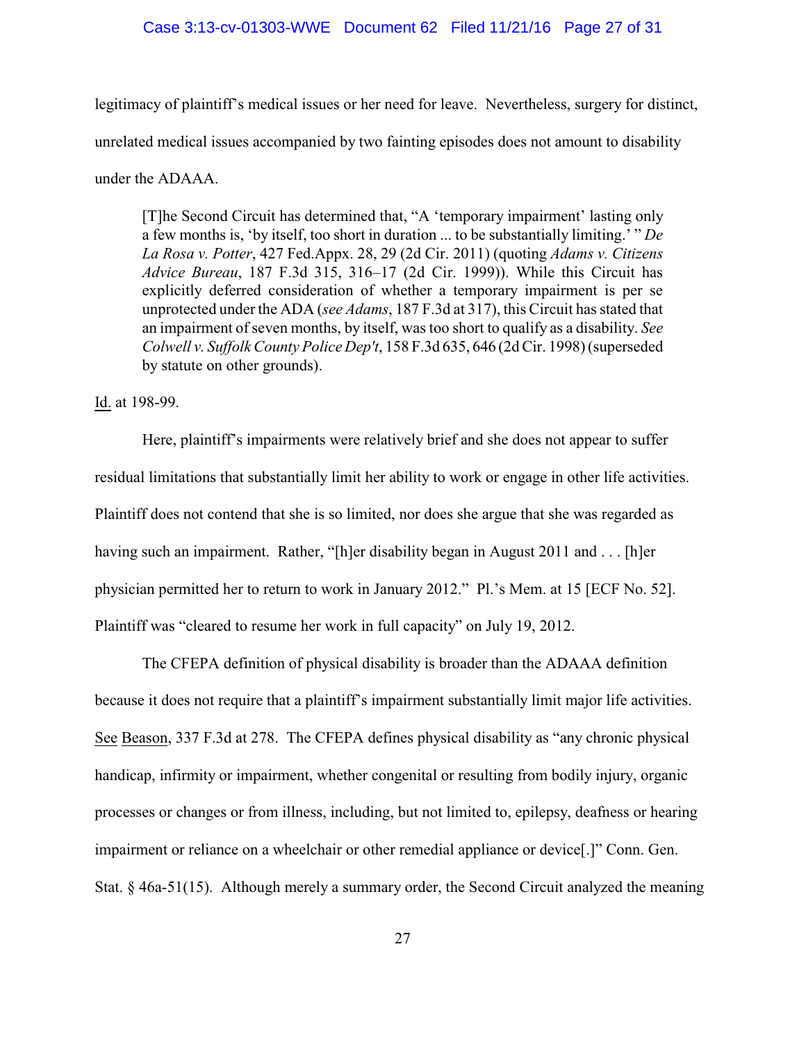legitimacy of plaintiff's medical issues or her need for leave. Nevertheless, surgery for distinct, unrelated medical issues accompanied by two fainting episodes does not amount to disability under the ADAAA.

> [T]he Second Circuit has determined that, "A 'temporary impairment' lasting only a few months is, 'by itself, too short in duration ... to be substantially limiting.' " *De La Rosa v. Potter*, 427 Fed.Appx. 28, 29 (2d Cir. 2011) (quoting *Adams v. Citizens Advice Bureau*, 187 F.3d 315, 316–17 (2d Cir. 1999)). While this Circuit has explicitly deferred consideration of whether a temporary impairment is per se unprotected under the ADA (*see Adams*, 187 F.3d at 317), this Circuit has stated that an impairment of seven months, by itself, was too short to qualify as a disability. *See Colwell v. Suffolk County Police Dep't*, 158 F.3d 635, 646 (2d Cir. 1998) (superseded by statute on other grounds).

Id. at 198-99.

Here, plaintiff's impairments were relatively brief and she does not appear to suffer residual limitations that substantially limit her ability to work or engage in other life activities. Plaintiff does not contend that she is so limited, nor does she argue that she was regarded as having such an impairment. Rather, "[h]er disability began in August 2011 and . . . [h]er physician permitted her to return to work in January 2012." Pl.'s Mem. at 15 [ECF No. 52]. Plaintiff was "cleared to resume her work in full capacity" on July 19, 2012.

The CFEPA definition of physical disability is broader than the ADAAA definition because it does not require that a plaintiff's impairment substantially limit major life activities. See Beason, 337 F.3d at 278. The CFEPA defines physical disability as "any chronic physical handicap, infirmity or impairment, whether congenital or resulting from bodily injury, organic processes or changes or from illness, including, but not limited to, epilepsy, deafness or hearing impairment or reliance on a wheelchair or other remedial appliance or device[.]" Conn. Gen. Stat. § 46a-51(15). Although merely a summary order, the Second Circuit analyzed the meaning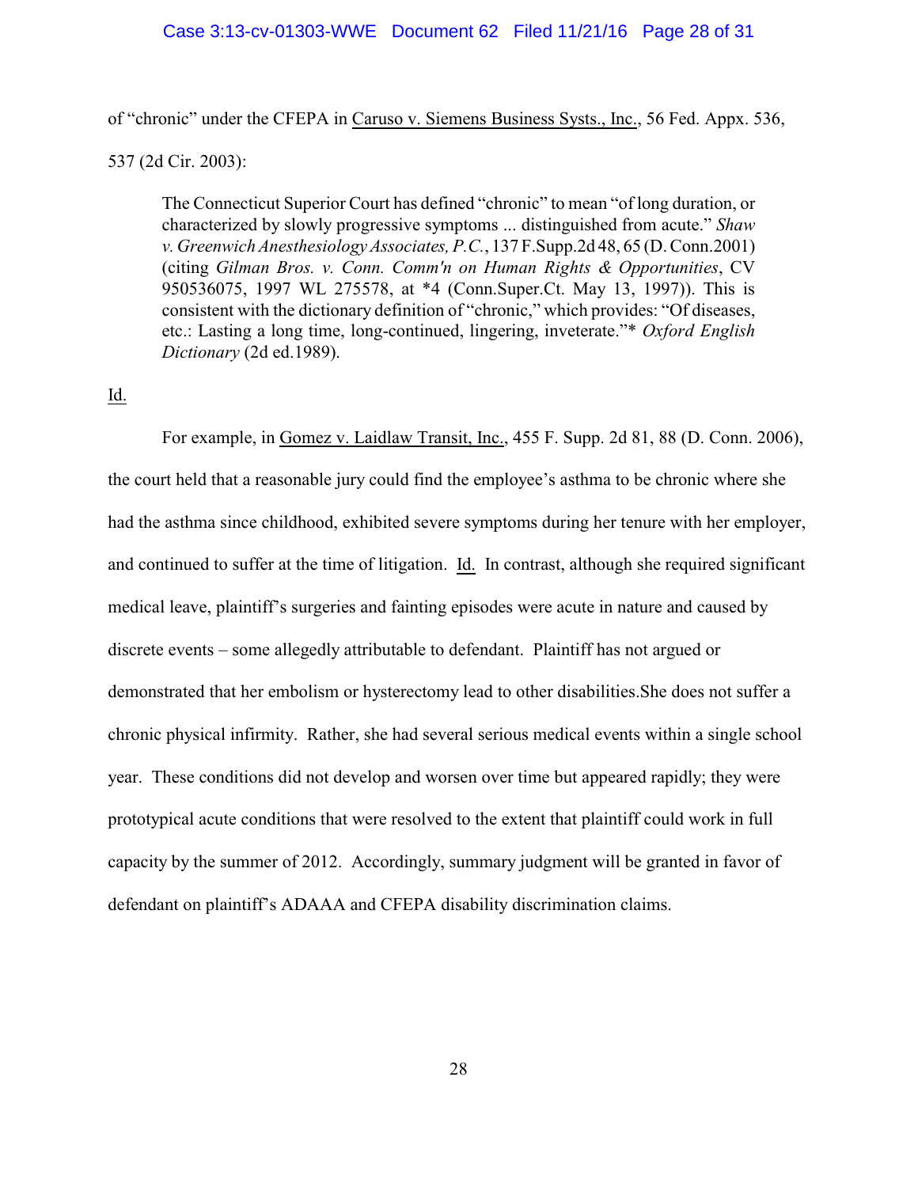of "chronic" under the CFEPA in Caruso v. Siemens Business Systs., Inc., 56 Fed. Appx. 536, 537 (2d Cir. 2003):

> The Connecticut Superior Court has defined "chronic" to mean "of long duration, or characterized by slowly progressive symptoms ... distinguished from acute." *Shaw v. Greenwich Anesthesiology Associates, P.C.*, 137 F.Supp.2d 48, 65 (D. Conn.2001) (citing *Gilman Bros. v. Conn. Comm'n on Human Rights & Opportunities*, CV 950536075, 1997 WL 275578, at *4 (Conn.Super.Ct. May 13, 1997)). This is consistent with the dictionary definition of "chronic," which provides: "Of diseases, etc.: Lasting a long time, long-continued, lingering, inveterate."* *Oxford English Dictionary* (2d ed.1989).

Id.

For example, in Gomez v. Laidlaw Transit, Inc., 455 F. Supp. 2d 81, 88 (D. Conn. 2006), the court held that a reasonable jury could find the employee's asthma to be chronic where she had the asthma since childhood, exhibited severe symptoms during her tenure with her employer, and continued to suffer at the time of litigation. Id. In contrast, although she required significant medical leave, plaintiff's surgeries and fainting episodes were acute in nature and caused by discrete events – some allegedly attributable to defendant. Plaintiff has not argued or demonstrated that her embolism or hysterectomy lead to other disabilities.She does not suffer a chronic physical infirmity. Rather, she had several serious medical events within a single school year. These conditions did not develop and worsen over time but appeared rapidly; they were prototypical acute conditions that were resolved to the extent that plaintiff could work in full capacity by the summer of 2012. Accordingly, summary judgment will be granted in favor of defendant on plaintiff's ADAAA and CFEPA disability discrimination claims.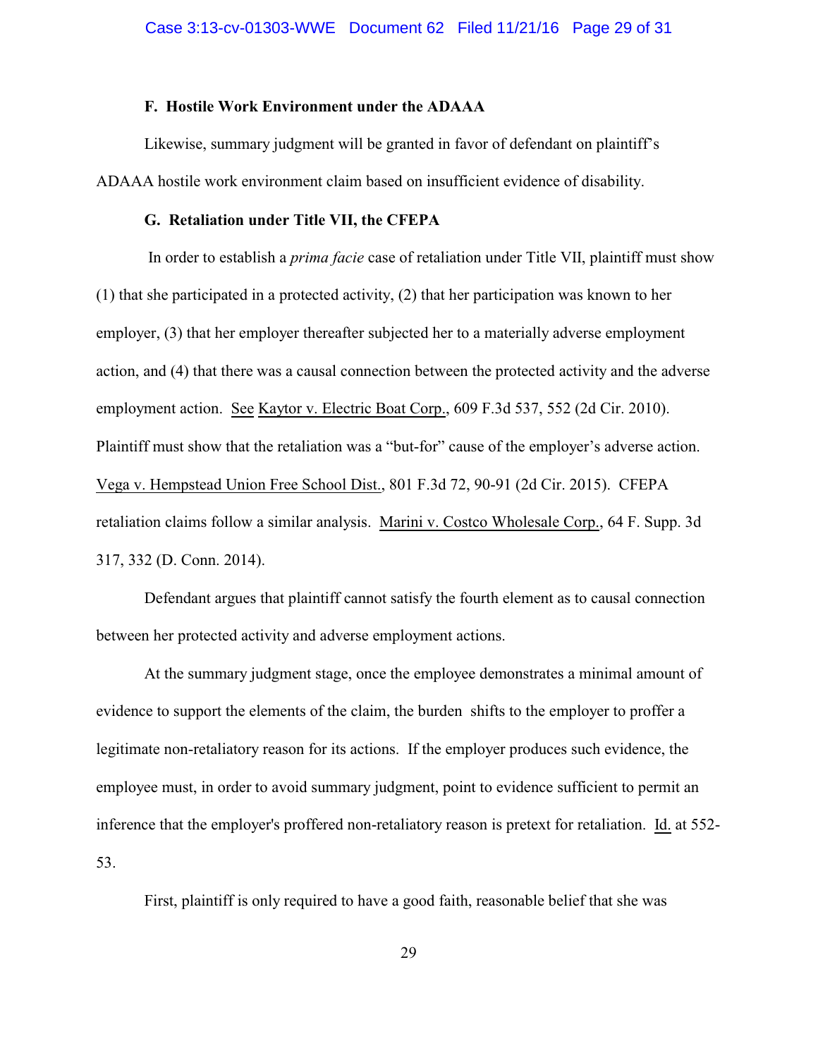### F. Hostile Work Environment under the ADAAA

Likewise, summary judgment will be granted in favor of defendant on plaintiff's ADAAA hostile work environment claim based on insufficient evidence of disability.

### G. Retaliation under Title VII, the CFEPA

In order to establish a *prima facie* case of retaliation under Title VII, plaintiff must show (1) that she participated in a protected activity, (2) that her participation was known to her employer, (3) that her employer thereafter subjected her to a materially adverse employment action, and (4) that there was a causal connection between the protected activity and the adverse employment action. See Kaytor v. Electric Boat Corp., 609 F.3d 537, 552 (2d Cir. 2010). Plaintiff must show that the retaliation was a "but-for" cause of the employer's adverse action. Vega v. Hempstead Union Free School Dist., 801 F.3d 72, 90-91 (2d Cir. 2015). CFEPA retaliation claims follow a similar analysis. Marini v. Costco Wholesale Corp., 64 F. Supp. 3d 317, 332 (D. Conn. 2014).

Defendant argues that plaintiff cannot satisfy the fourth element as to causal connection between her protected activity and adverse employment actions.

At the summary judgment stage, once the employee demonstrates a minimal amount of evidence to support the elements of the claim, the burden shifts to the employer to proffer a legitimate non-retaliatory reason for its actions. If the employer produces such evidence, the employee must, in order to avoid summary judgment, point to evidence sufficient to permit an inference that the employer's proffered non-retaliatory reason is pretext for retaliation. Id. at 552-53.

First, plaintiff is only required to have a good faith, reasonable belief that she was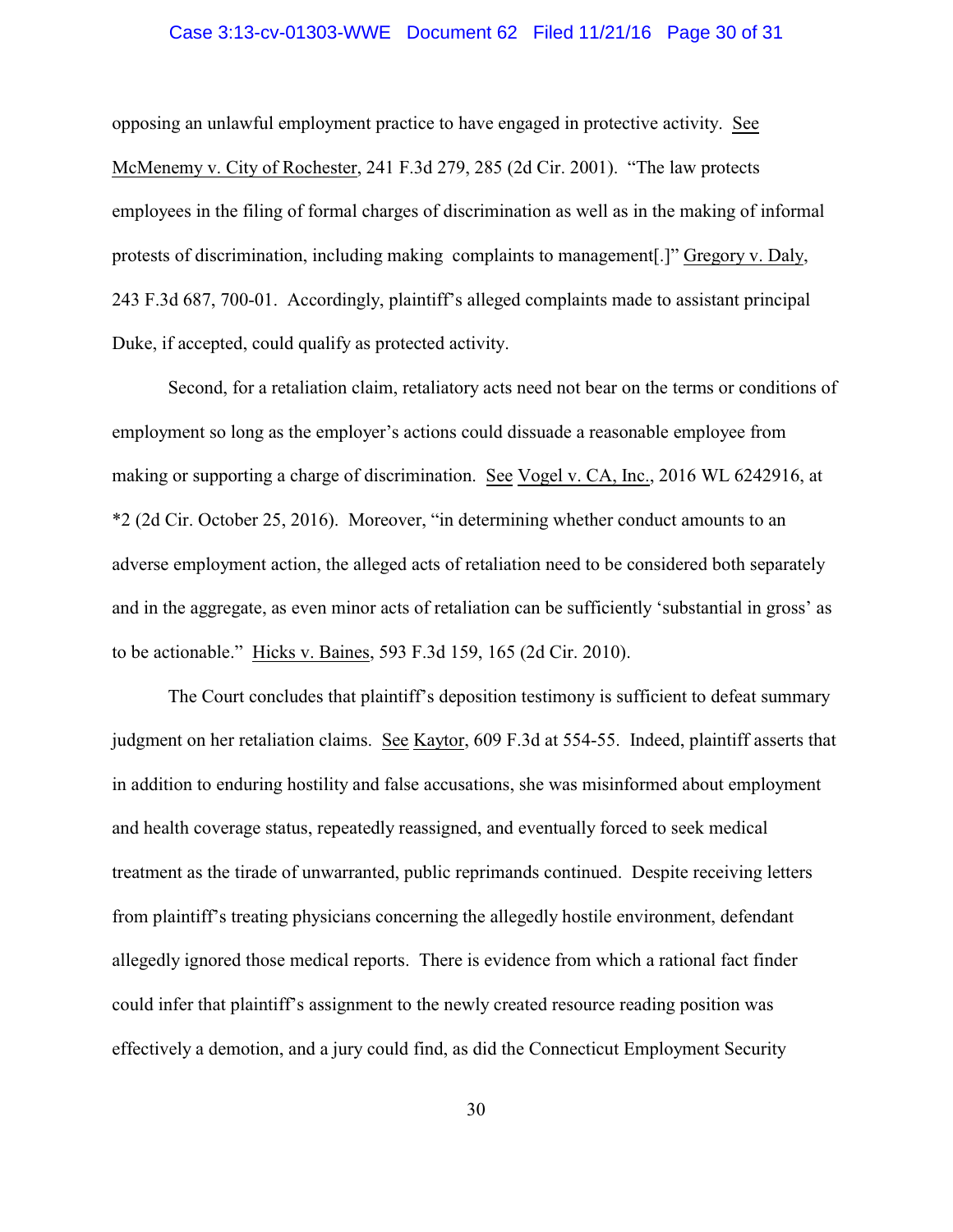opposing an unlawful employment practice to have engaged in protective activity. See McMenemy v. City of Rochester, 241 F.3d 279, 285 (2d Cir. 2001). "The law protects employees in the filing of formal charges of discrimination as well as in the making of informal protests of discrimination, including making complaints to management[.]" Gregory v. Daly, 243 F.3d 687, 700-01. Accordingly, plaintiff's alleged complaints made to assistant principal Duke, if accepted, could qualify as protected activity.

Second, for a retaliation claim, retaliatory acts need not bear on the terms or conditions of employment so long as the employer's actions could dissuade a reasonable employee from making or supporting a charge of discrimination. See Vogel v. CA, Inc., 2016 WL 6242916, at *2 (2d Cir. October 25, 2016). Moreover, "in determining whether conduct amounts to an adverse employment action, the alleged acts of retaliation need to be considered both separately and in the aggregate, as even minor acts of retaliation can be sufficiently 'substantial in gross' as to be actionable." Hicks v. Baines, 593 F.3d 159, 165 (2d Cir. 2010).

The Court concludes that plaintiff's deposition testimony is sufficient to defeat summary judgment on her retaliation claims. See Kaytor, 609 F.3d at 554-55. Indeed, plaintiff asserts that in addition to enduring hostility and false accusations, she was misinformed about employment and health coverage status, repeatedly reassigned, and eventually forced to seek medical treatment as the tirade of unwarranted, public reprimands continued. Despite receiving letters from plaintiff's treating physicians concerning the allegedly hostile environment, defendant allegedly ignored those medical reports. There is evidence from which a rational fact finder could infer that plaintiff's assignment to the newly created resource reading position was effectively a demotion, and a jury could find, as did the Connecticut Employment Security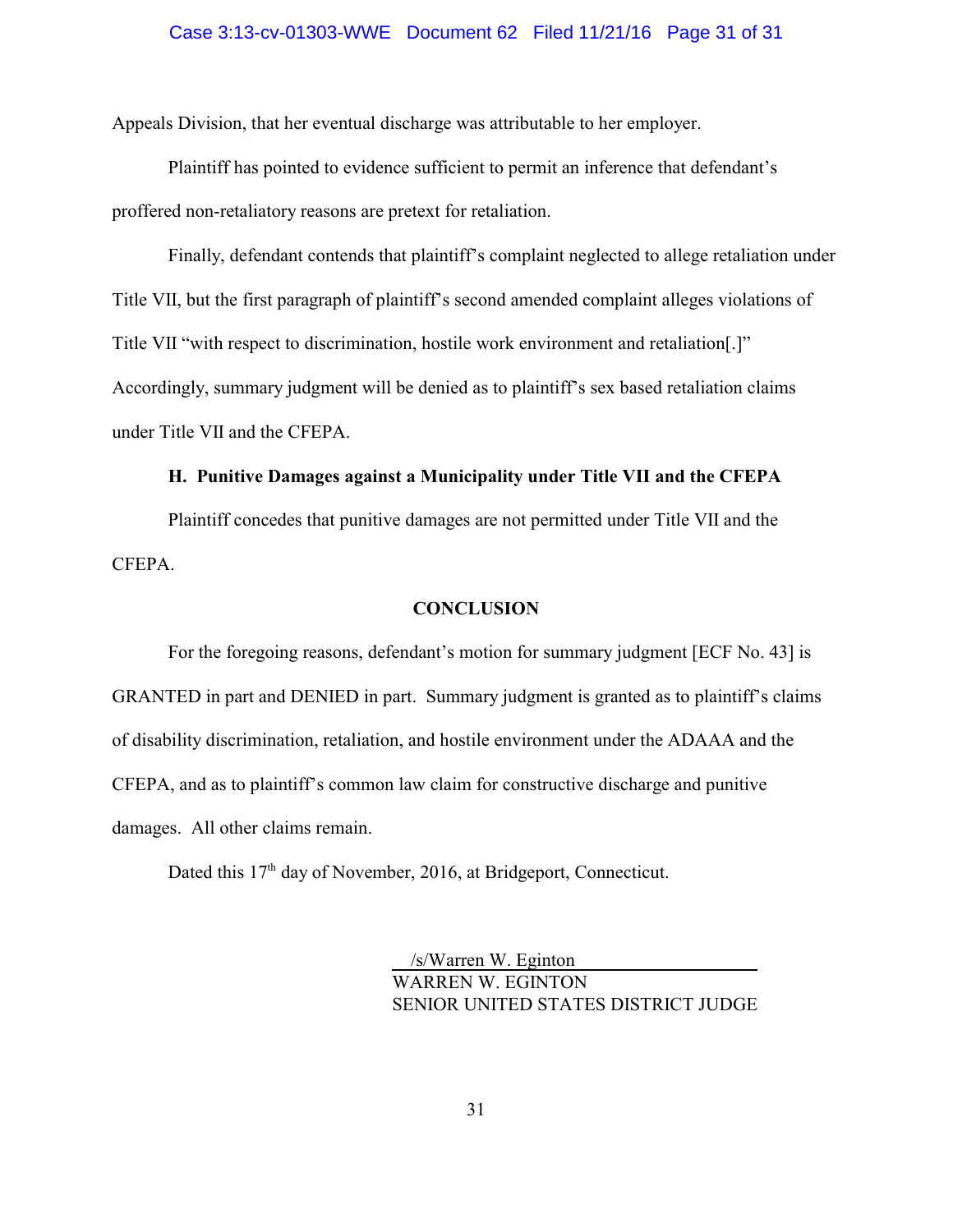Appeals Division, that her eventual discharge was attributable to her employer.

Plaintiff has pointed to evidence sufficient to permit an inference that defendant's proffered non-retaliatory reasons are pretext for retaliation.

Finally, defendant contends that plaintiff's complaint neglected to allege retaliation under Title VII, but the first paragraph of plaintiff's second amended complaint alleges violations of Title VII "with respect to discrimination, hostile work environment and retaliation[.]" Accordingly, summary judgment will be denied as to plaintiff's sex based retaliation claims under Title VII and the CFEPA.

**H. Punitive Damages against a Municipality under Title VII and the CFEPA**

Plaintiff concedes that punitive damages are not permitted under Title VII and the CFEPA.

## CONCLUSION

For the foregoing reasons, defendant's motion for summary judgment [ECF No. 43] is GRANTED in part and DENIED in part. Summary judgment is granted as to plaintiff's claims of disability discrimination, retaliation, and hostile environment under the ADAAA and the CFEPA, and as to plaintiff's common law claim for constructive discharge and punitive damages. All other claims remain.

Dated this 17th day of November, 2016, at Bridgeport, Connecticut.

/s/Warren W. Eginton
WARREN W. EGINTON
SENIOR UNITED STATES DISTRICT JUDGE